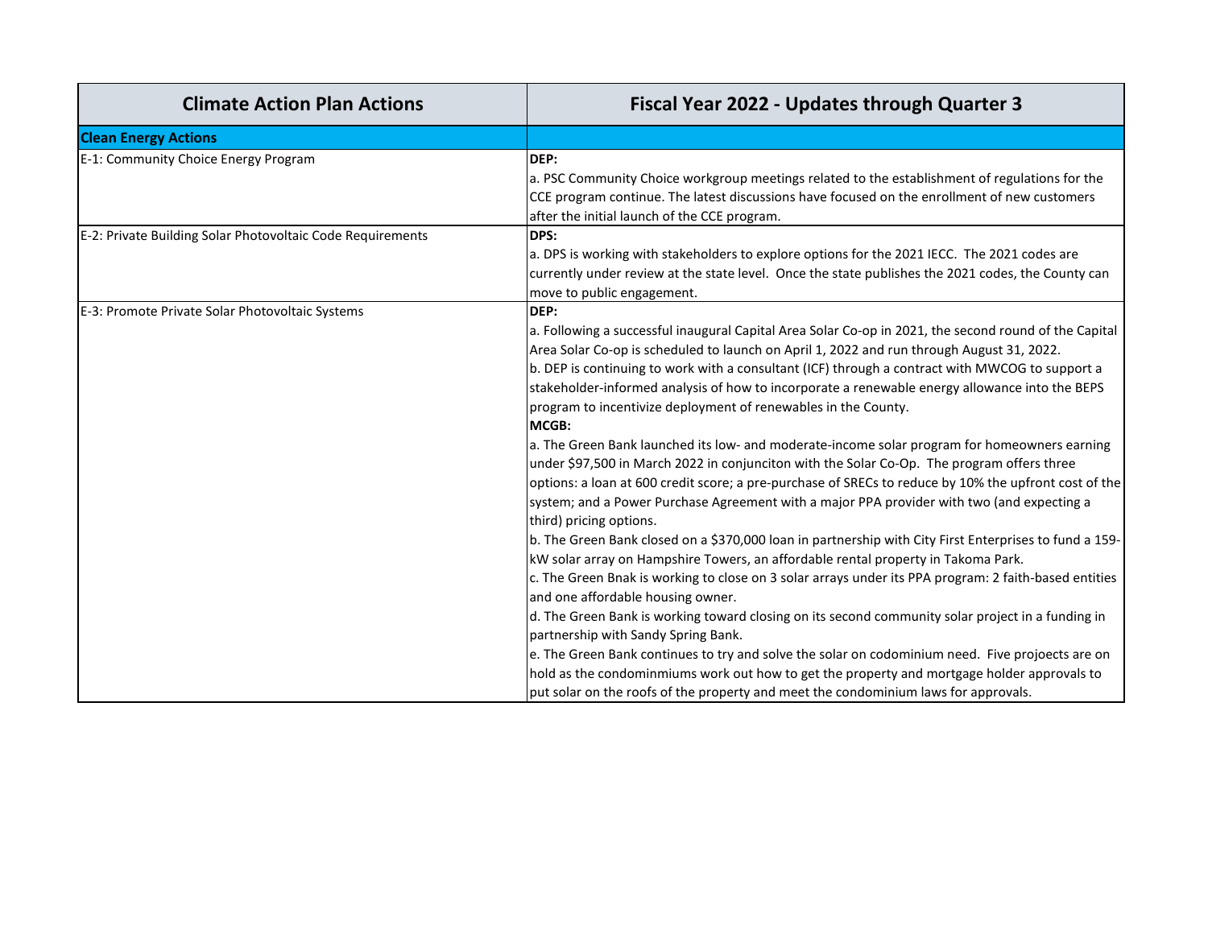| Climate Action Plan Actions | Fiscal Year 2022 - Updates through Quarter 3 |
|---|---|
| **Clean Energy Actions** | |
| E-1: Community Choice Energy Program | **DEP:**<br>a. PSC Community Choice workgroup meetings related to the establishment of regulations for the CCE program continue. The latest discussions have focused on the enrollment of new customers after the initial launch of the CCE program. |
| E-2: Private Building Solar Photovoltaic Code Requirements | **DPS:**<br>a. DPS is working with stakeholders to explore options for the 2021 IECC. The 2021 codes are currently under review at the state level. Once the state publishes the 2021 codes, the County can move to public engagement. |
| E-3: Promote Private Solar Photovoltaic Systems | **DEP:**<br>a. Following a successful inaugural Capital Area Solar Co-op in 2021, the second round of the Capital Area Solar Co-op is scheduled to launch on April 1, 2022 and run through August 31, 2022.<br>b. DEP is continuing to work with a consultant (ICF) through a contract with MWCOG to support a stakeholder-informed analysis of how to incorporate a renewable energy allowance into the BEPS program to incentivize deployment of renewables in the County.<br>**MCGB:**<br>a. The Green Bank launched its low- and moderate-income solar program for homeowners earning under $97,500 in March 2022 in conjunciton with the Solar Co-Op. The program offers three options: a loan at 600 credit score; a pre-purchase of SRECs to reduce by 10% the upfront cost of the system; and a Power Purchase Agreement with a major PPA provider with two (and expecting a third) pricing options.<br>b. The Green Bank closed on a $370,000 loan in partnership with City First Enterprises to fund a 159-kW solar array on Hampshire Towers, an affordable rental property in Takoma Park.<br>c. The Green Bnak is working to close on 3 solar arrays under its PPA program: 2 faith-based entities and one affordable housing owner.<br>d. The Green Bank is working toward closing on its second community solar project in a funding in partnership with Sandy Spring Bank.<br>e. The Green Bank continues to try and solve the solar on codominium need. Five projoects are on hold as the condominmiums work out how to get the property and mortgage holder approvals to put solar on the roofs of the property and meet the condominium laws for approvals. |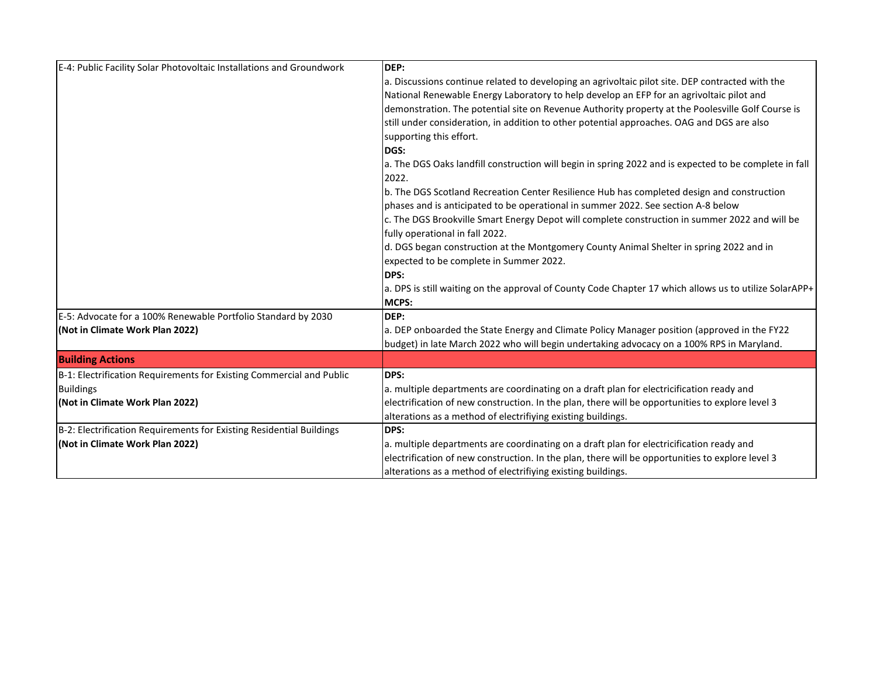| | |
|---|---|
| E-4: Public Facility Solar Photovoltaic Installations and Groundwork | **DEP:**<br>a. Discussions continue related to developing an agrivoltaic pilot site. DEP contracted with the National Renewable Energy Laboratory to help develop an EFP for an agrivoltaic pilot and demonstration. The potential site on Revenue Authority property at the Poolesville Golf Course is still under consideration, in addition to other potential approaches. OAG and DGS are also supporting this effort.<br>**DGS:**<br>a. The DGS Oaks landfill construction will begin in spring 2022 and is expected to be complete in fall 2022.<br>b. The DGS Scotland Recreation Center Resilience Hub has completed design and construction phases and is anticipated to be operational in summer 2022. See section A-8 below<br>c. The DGS Brookville Smart Energy Depot will complete construction in summer 2022 and will be fully operational in fall 2022.<br>d. DGS began construction at the Montgomery County Animal Shelter in spring 2022 and in expected to be complete in Summer 2022.<br>**DPS:**<br>a. DPS is still waiting on the approval of County Code Chapter 17 which allows us to utilize SolarAPP+<br>**MCPS:** |
| E-5: Advocate for a 100% Renewable Portfolio Standard by 2030<br>**(Not in Climate Work Plan 2022)** | **DEP:**<br>a. DEP onboarded the State Energy and Climate Policy Manager position (approved in the FY22 budget) in late March 2022 who will begin undertaking advocacy on a 100% RPS in Maryland. |
| **Building Actions** | |
| B-1: Electrification Requirements for Existing Commercial and Public Buildings<br>**(Not in Climate Work Plan 2022)** | **DPS:**<br>a. multiple departments are coordinating on a draft plan for electricification ready and electrification of new construction. In the plan, there will be opportunities to explore level 3 alterations as a method of electrifiying existing buildings. |
| B-2: Electrification Requirements for Existing Residential Buildings<br>**(Not in Climate Work Plan 2022)** | **DPS:**<br>a. multiple departments are coordinating on a draft plan for electricification ready and electrification of new construction. In the plan, there will be opportunities to explore level 3 alterations as a method of electrifiying existing buildings. |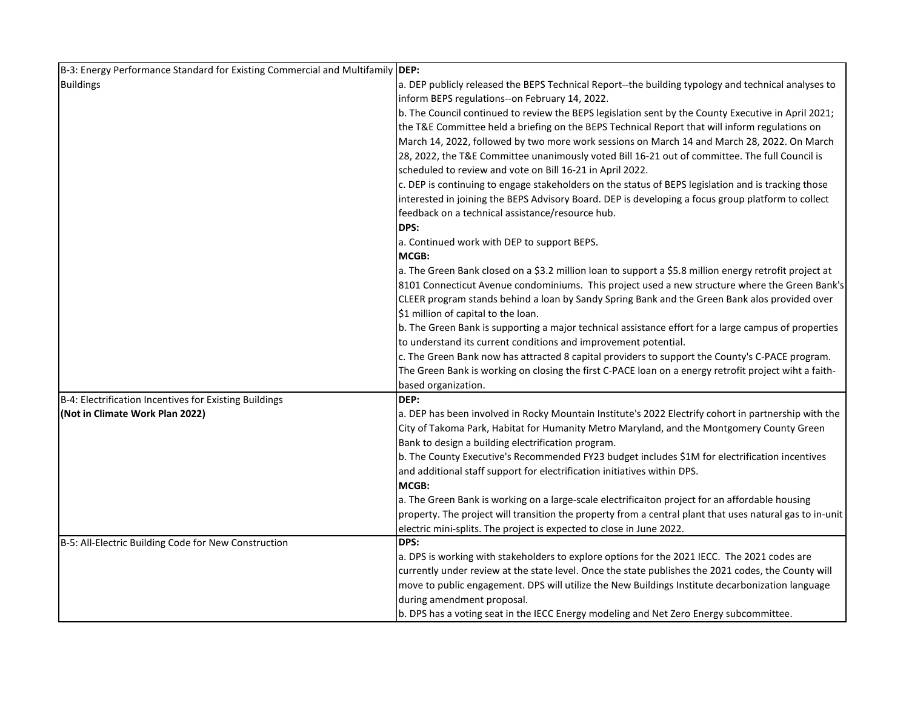| | |
|---|---|
| B-3: Energy Performance Standard for Existing Commercial and Multifamily Buildings | **DEP:**<br>a. DEP publicly released the BEPS Technical Report--the building typology and technical analyses to inform BEPS regulations--on February 14, 2022.<br>b. The Council continued to review the BEPS legislation sent by the County Executive in April 2021; the T&E Committee held a briefing on the BEPS Technical Report that will inform regulations on March 14, 2022, followed by two more work sessions on March 14 and March 28, 2022. On March 28, 2022, the T&E Committee unanimously voted Bill 16-21 out of committee. The full Council is scheduled to review and vote on Bill 16-21 in April 2022.<br>c. DEP is continuing to engage stakeholders on the status of BEPS legislation and is tracking those interested in joining the BEPS Advisory Board. DEP is developing a focus group platform to collect feedback on a technical assistance/resource hub.<br>**DPS:**<br>a. Continued work with DEP to support BEPS.<br>**MCGB:**<br>a. The Green Bank closed on a $3.2 million loan to support a $5.8 million energy retrofit project at 8101 Connecticut Avenue condominiums. This project used a new structure where the Green Bank's CLEER program stands behind a loan by Sandy Spring Bank and the Green Bank alos provided over $1 million of capital to the loan.<br>b. The Green Bank is supporting a major technical assistance effort for a large campus of properties to understand its current conditions and improvement potential.<br>c. The Green Bank now has attracted 8 capital providers to support the County's C-PACE program. The Green Bank is working on closing the first C-PACE loan on a energy retrofit project wiht a faith-based organization. |
| B-4: Electrification Incentives for Existing Buildings<br>**(Not in Climate Work Plan 2022)** | **DEP:**<br>a. DEP has been involved in Rocky Mountain Institute's 2022 Electrify cohort in partnership with the City of Takoma Park, Habitat for Humanity Metro Maryland, and the Montgomery County Green Bank to design a building electrification program.<br>b. The County Executive's Recommended FY23 budget includes $1M for electrification incentives and additional staff support for electrification initiatives within DPS.<br>**MCGB:**<br>a. The Green Bank is working on a large-scale electrificaiton project for an affordable housing property. The project will transition the property from a central plant that uses natural gas to in-unit electric mini-splits. The project is expected to close in June 2022. |
| B-5: All-Electric Building Code for New Construction | **DPS:**<br>a. DPS is working with stakeholders to explore options for the 2021 IECC. The 2021 codes are currently under review at the state level. Once the state publishes the 2021 codes, the County will move to public engagement. DPS will utilize the New Buildings Institute decarbonization language during amendment proposal.<br>b. DPS has a voting seat in the IECC Energy modeling and Net Zero Energy subcommittee. |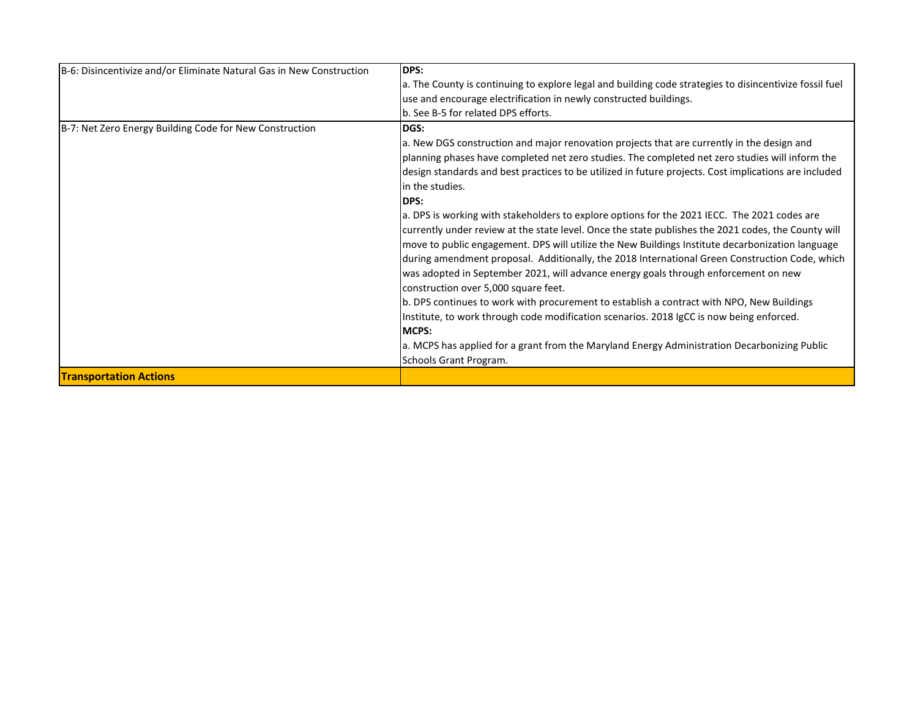| | |
|---|---|
| B-6: Disincentivize and/or Eliminate Natural Gas in New Construction | **DPS:**<br>a. The County is continuing to explore legal and building code strategies to disincentivize fossil fuel use and encourage electrification in newly constructed buildings.<br>b. See B-5 for related DPS efforts. |
| B-7: Net Zero Energy Building Code for New Construction | **DGS:**<br>a. New DGS construction and major renovation projects that are currently in the design and planning phases have completed net zero studies. The completed net zero studies will inform the design standards and best practices to be utilized in future projects. Cost implications are included in the studies.<br>**DPS:**<br>a. DPS is working with stakeholders to explore options for the 2021 IECC. The 2021 codes are currently under review at the state level. Once the state publishes the 2021 codes, the County will move to public engagement. DPS will utilize the New Buildings Institute decarbonization language during amendment proposal. Additionally, the 2018 International Green Construction Code, which was adopted in September 2021, will advance energy goals through enforcement on new construction over 5,000 square feet.<br>b. DPS continues to work with procurement to establish a contract with NPO, New Buildings Institute, to work through code modification scenarios. 2018 IgCC is now being enforced.<br>**MCPS:**<br>a. MCPS has applied for a grant from the Maryland Energy Administration Decarbonizing Public Schools Grant Program. |
| **Transportation Actions** | |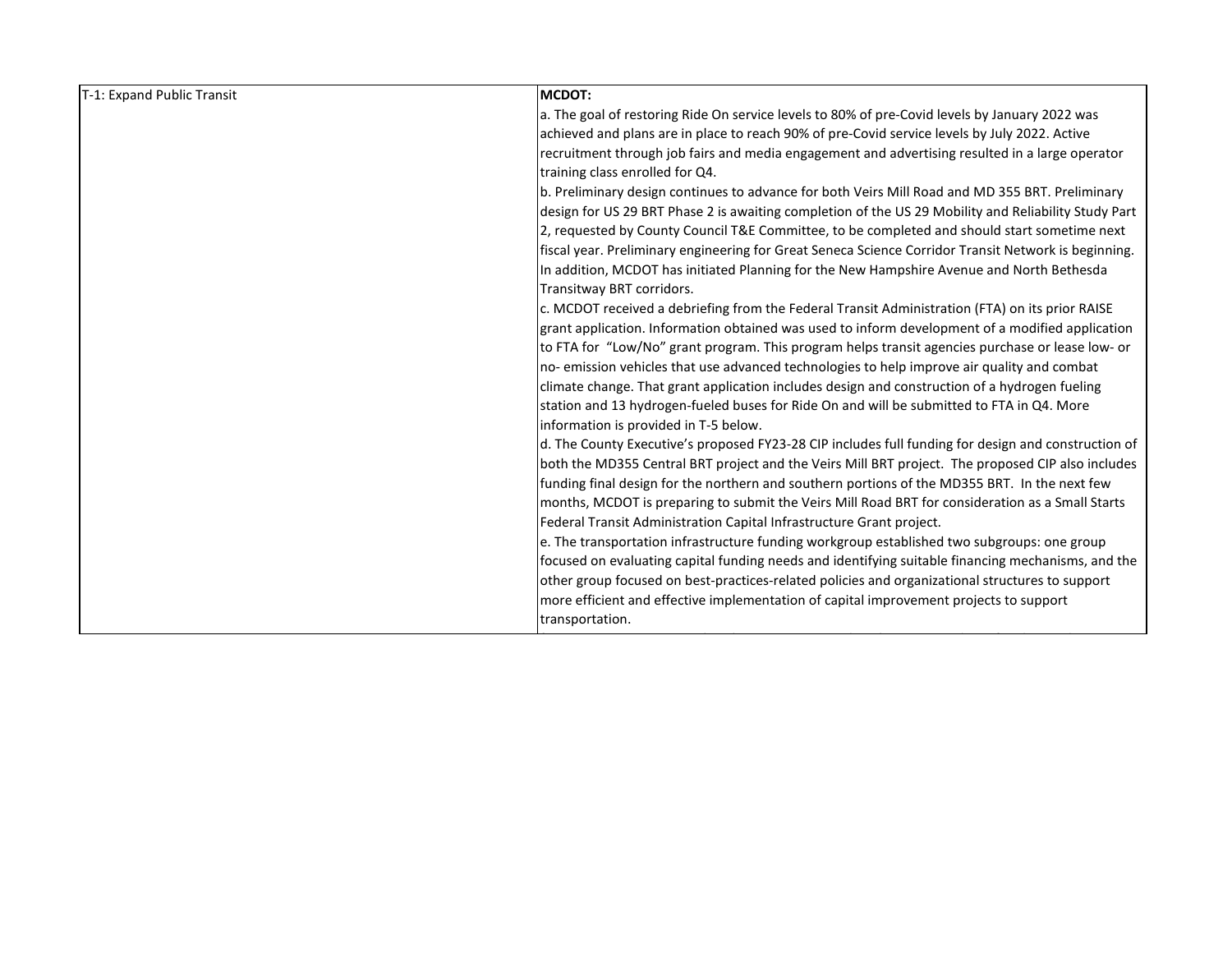| T-1: Expand Public Transit | **MCDOT:**<br>a. The goal of restoring Ride On service levels to 80% of pre-Covid levels by January 2022 was achieved and plans are in place to reach 90% of pre-Covid service levels by July 2022. Active recruitment through job fairs and media engagement and advertising resulted in a large operator training class enrolled for Q4.<br>b. Preliminary design continues to advance for both Veirs Mill Road and MD 355 BRT. Preliminary design for US 29 BRT Phase 2 is awaiting completion of the US 29 Mobility and Reliability Study Part 2, requested by County Council T&E Committee, to be completed and should start sometime next fiscal year. Preliminary engineering for Great Seneca Science Corridor Transit Network is beginning. In addition, MCDOT has initiated Planning for the New Hampshire Avenue and North Bethesda Transitway BRT corridors.<br>c. MCDOT received a debriefing from the Federal Transit Administration (FTA) on its prior RAISE grant application. Information obtained was used to inform development of a modified application to FTA for "Low/No" grant program. This program helps transit agencies purchase or lease low- or no- emission vehicles that use advanced technologies to help improve air quality and combat climate change. That grant application includes design and construction of a hydrogen fueling station and 13 hydrogen-fueled buses for Ride On and will be submitted to FTA in Q4. More information is provided in T-5 below.<br>d. The County Executive's proposed FY23-28 CIP includes full funding for design and construction of both the MD355 Central BRT project and the Veirs Mill BRT project. The proposed CIP also includes funding final design for the northern and southern portions of the MD355 BRT. In the next few months, MCDOT is preparing to submit the Veirs Mill Road BRT for consideration as a Small Starts Federal Transit Administration Capital Infrastructure Grant project.<br>e. The transportation infrastructure funding workgroup established two subgroups: one group focused on evaluating capital funding needs and identifying suitable financing mechanisms, and the other group focused on best-practices-related policies and organizational structures to support more efficient and effective implementation of capital improvement projects to support transportation. |
|---|---|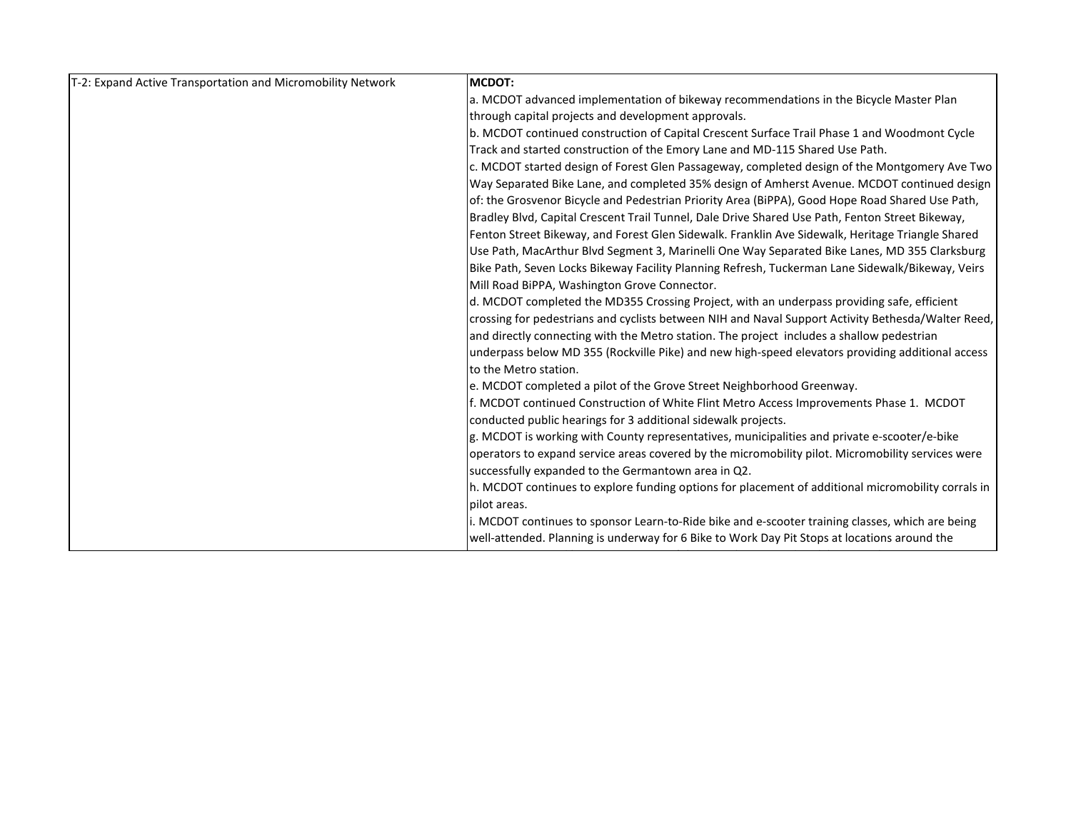| T-2: Expand Active Transportation and Micromobility Network | **MCDOT:**<br>a. MCDOT advanced implementation of bikeway recommendations in the Bicycle Master Plan through capital projects and development approvals.<br>b. MCDOT continued construction of Capital Crescent Surface Trail Phase 1 and Woodmont Cycle Track and started construction of the Emory Lane and MD-115 Shared Use Path.<br>c. MCDOT started design of Forest Glen Passageway, completed design of the Montgomery Ave Two Way Separated Bike Lane, and completed 35% design of Amherst Avenue. MCDOT continued design of: the Grosvenor Bicycle and Pedestrian Priority Area (BiPPA), Good Hope Road Shared Use Path, Bradley Blvd, Capital Crescent Trail Tunnel, Dale Drive Shared Use Path, Fenton Street Bikeway, Fenton Street Bikeway, and Forest Glen Sidewalk. Franklin Ave Sidewalk, Heritage Triangle Shared Use Path, MacArthur Blvd Segment 3, Marinelli One Way Separated Bike Lanes, MD 355 Clarksburg Bike Path, Seven Locks Bikeway Facility Planning Refresh, Tuckerman Lane Sidewalk/Bikeway, Veirs Mill Road BiPPA, Washington Grove Connector.<br>d. MCDOT completed the MD355 Crossing Project, with an underpass providing safe, efficient crossing for pedestrians and cyclists between NIH and Naval Support Activity Bethesda/Walter Reed, and directly connecting with the Metro station. The project includes a shallow pedestrian underpass below MD 355 (Rockville Pike) and new high-speed elevators providing additional access to the Metro station.<br>e. MCDOT completed a pilot of the Grove Street Neighborhood Greenway.<br>f. MCDOT continued Construction of White Flint Metro Access Improvements Phase 1. MCDOT conducted public hearings for 3 additional sidewalk projects.<br>g. MCDOT is working with County representatives, municipalities and private e-scooter/e-bike operators to expand service areas covered by the micromobility pilot. Micromobility services were successfully expanded to the Germantown area in Q2.<br>h. MCDOT continues to explore funding options for placement of additional micromobility corrals in pilot areas.<br>i. MCDOT continues to sponsor Learn-to-Ride bike and e-scooter training classes, which are being well-attended. Planning is underway for 6 Bike to Work Day Pit Stops at locations around the |
|---|---|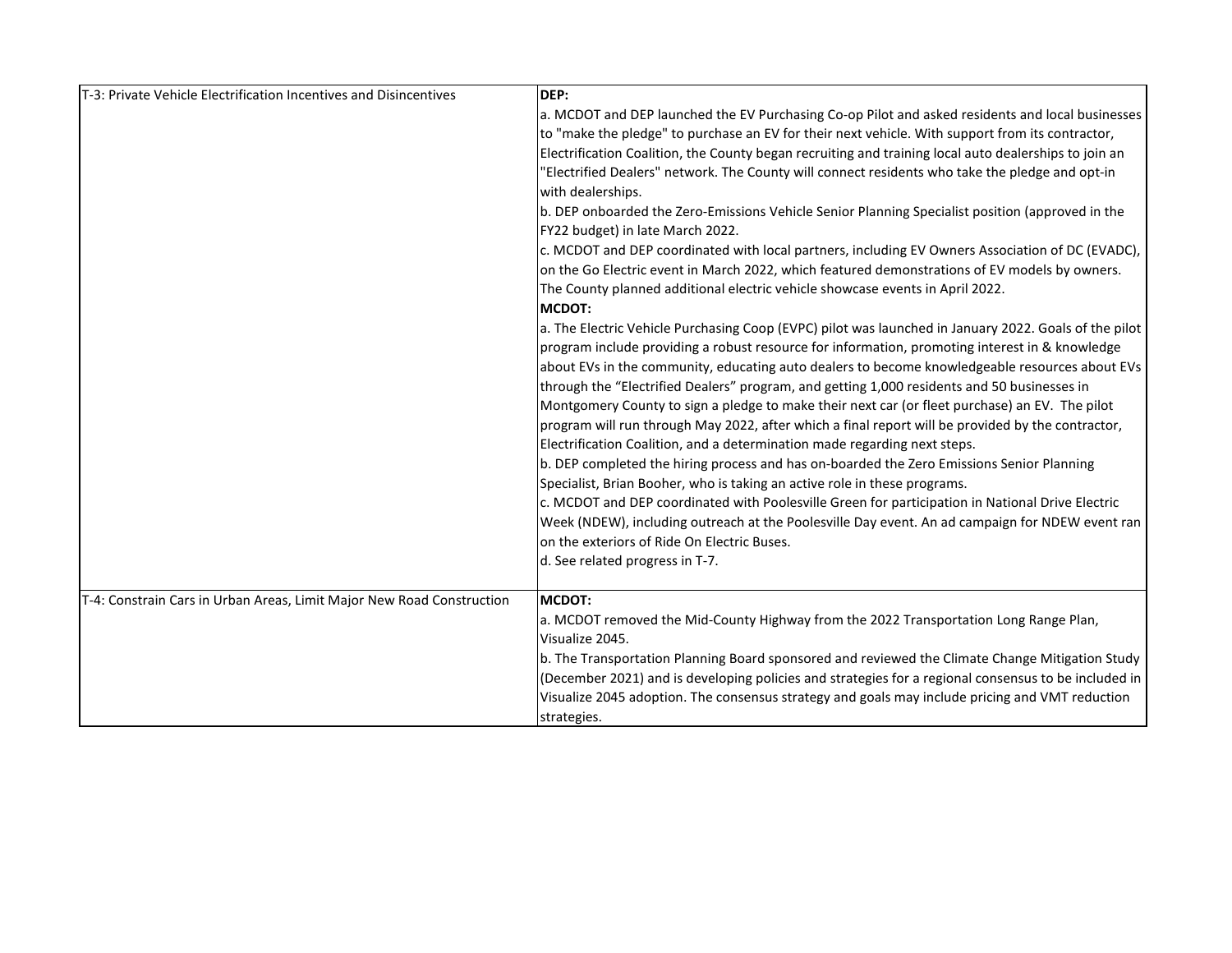| | |
|---|---|
| T-3: Private Vehicle Electrification Incentives and Disincentives | **DEP:**<br>a. MCDOT and DEP launched the EV Purchasing Co-op Pilot and asked residents and local businesses to "make the pledge" to purchase an EV for their next vehicle. With support from its contractor, Electrification Coalition, the County began recruiting and training local auto dealerships to join an "Electrified Dealers" network. The County will connect residents who take the pledge and opt-in with dealerships.<br>b. DEP onboarded the Zero-Emissions Vehicle Senior Planning Specialist position (approved in the FY22 budget) in late March 2022.<br>c. MCDOT and DEP coordinated with local partners, including EV Owners Association of DC (EVADC), on the Go Electric event in March 2022, which featured demonstrations of EV models by owners. The County planned additional electric vehicle showcase events in April 2022.<br>**MCDOT:**<br>a. The Electric Vehicle Purchasing Coop (EVPC) pilot was launched in January 2022. Goals of the pilot program include providing a robust resource for information, promoting interest in & knowledge about EVs in the community, educating auto dealers to become knowledgeable resources about EVs through the "Electrified Dealers" program, and getting 1,000 residents and 50 businesses in Montgomery County to sign a pledge to make their next car (or fleet purchase) an EV. The pilot program will run through May 2022, after which a final report will be provided by the contractor, Electrification Coalition, and a determination made regarding next steps.<br>b. DEP completed the hiring process and has on-boarded the Zero Emissions Senior Planning Specialist, Brian Booher, who is taking an active role in these programs.<br>c. MCDOT and DEP coordinated with Poolesville Green for participation in National Drive Electric Week (NDEW), including outreach at the Poolesville Day event. An ad campaign for NDEW event ran on the exteriors of Ride On Electric Buses.<br>d. See related progress in T-7. |
| T-4: Constrain Cars in Urban Areas, Limit Major New Road Construction | **MCDOT:**<br>a. MCDOT removed the Mid-County Highway from the 2022 Transportation Long Range Plan, Visualize 2045.<br>b. The Transportation Planning Board sponsored and reviewed the Climate Change Mitigation Study (December 2021) and is developing policies and strategies for a regional consensus to be included in Visualize 2045 adoption. The consensus strategy and goals may include pricing and VMT reduction strategies. |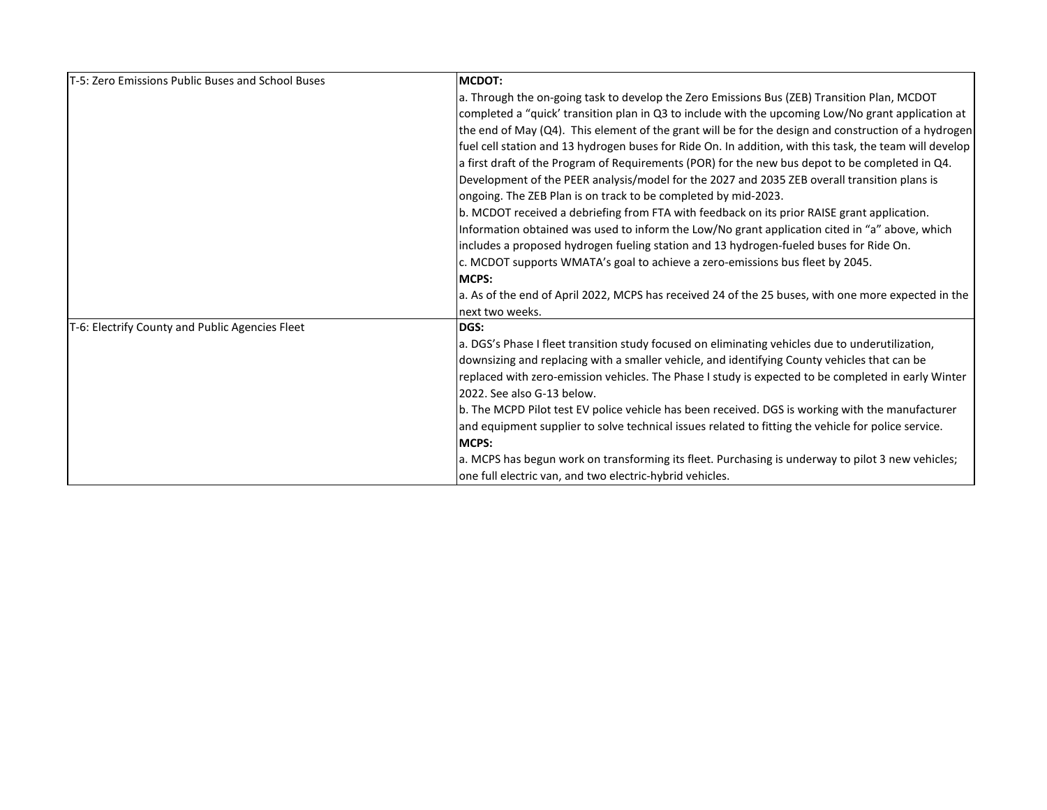| | |
|---|---|
| T-5: Zero Emissions Public Buses and School Buses | **MCDOT:**<br>a. Through the on-going task to develop the Zero Emissions Bus (ZEB) Transition Plan, MCDOT completed a "quick' transition plan in Q3 to include with the upcoming Low/No grant application at the end of May (Q4). This element of the grant will be for the design and construction of a hydrogen fuel cell station and 13 hydrogen buses for Ride On. In addition, with this task, the team will develop a first draft of the Program of Requirements (POR) for the new bus depot to be completed in Q4. Development of the PEER analysis/model for the 2027 and 2035 ZEB overall transition plans is ongoing. The ZEB Plan is on track to be completed by mid-2023.<br>b. MCDOT received a debriefing from FTA with feedback on its prior RAISE grant application. Information obtained was used to inform the Low/No grant application cited in "a" above, which includes a proposed hydrogen fueling station and 13 hydrogen-fueled buses for Ride On.<br>c. MCDOT supports WMATA's goal to achieve a zero-emissions bus fleet by 2045.<br>**MCPS:**<br>a. As of the end of April 2022, MCPS has received 24 of the 25 buses, with one more expected in the next two weeks. |
| T-6: Electrify County and Public Agencies Fleet | **DGS:**<br>a. DGS's Phase I fleet transition study focused on eliminating vehicles due to underutilization, downsizing and replacing with a smaller vehicle, and identifying County vehicles that can be replaced with zero-emission vehicles. The Phase I study is expected to be completed in early Winter 2022. See also G-13 below.<br>b. The MCPD Pilot test EV police vehicle has been received. DGS is working with the manufacturer and equipment supplier to solve technical issues related to fitting the vehicle for police service.<br>**MCPS:**<br>a. MCPS has begun work on transforming its fleet. Purchasing is underway to pilot 3 new vehicles; one full electric van, and two electric-hybrid vehicles. |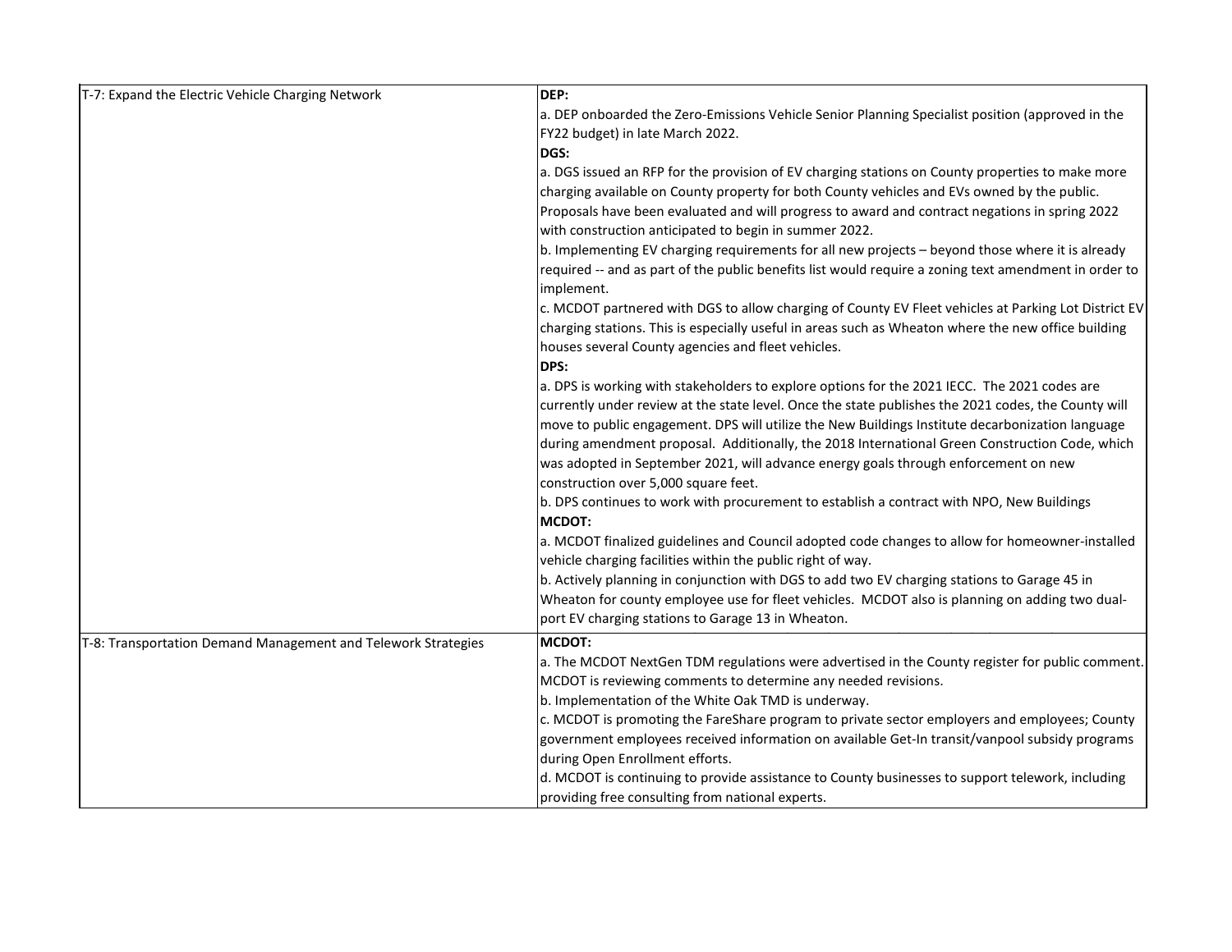| | |
|---|---|
| T-7: Expand the Electric Vehicle Charging Network | **DEP:**<br>a. DEP onboarded the Zero-Emissions Vehicle Senior Planning Specialist position (approved in the FY22 budget) in late March 2022.<br>**DGS:**<br>a. DGS issued an RFP for the provision of EV charging stations on County properties to make more charging available on County property for both County vehicles and EVs owned by the public. Proposals have been evaluated and will progress to award and contract negations in spring 2022 with construction anticipated to begin in summer 2022.<br>b. Implementing EV charging requirements for all new projects – beyond those where it is already required -- and as part of the public benefits list would require a zoning text amendment in order to implement.<br>c. MCDOT partnered with DGS to allow charging of County EV Fleet vehicles at Parking Lot District EV charging stations. This is especially useful in areas such as Wheaton where the new office building houses several County agencies and fleet vehicles.<br>**DPS:**<br>a. DPS is working with stakeholders to explore options for the 2021 IECC. The 2021 codes are currently under review at the state level. Once the state publishes the 2021 codes, the County will move to public engagement. DPS will utilize the New Buildings Institute decarbonization language during amendment proposal. Additionally, the 2018 International Green Construction Code, which was adopted in September 2021, will advance energy goals through enforcement on new construction over 5,000 square feet.<br>b. DPS continues to work with procurement to establish a contract with NPO, New Buildings<br>**MCDOT:**<br>a. MCDOT finalized guidelines and Council adopted code changes to allow for homeowner-installed vehicle charging facilities within the public right of way.<br>b. Actively planning in conjunction with DGS to add two EV charging stations to Garage 45 in Wheaton for county employee use for fleet vehicles. MCDOT also is planning on adding two dual-port EV charging stations to Garage 13 in Wheaton. |
| T-8: Transportation Demand Management and Telework Strategies | **MCDOT:**<br>a. The MCDOT NextGen TDM regulations were advertised in the County register for public comment. MCDOT is reviewing comments to determine any needed revisions.<br>b. Implementation of the White Oak TMD is underway.<br>c. MCDOT is promoting the FareShare program to private sector employers and employees; County government employees received information on available Get-In transit/vanpool subsidy programs during Open Enrollment efforts.<br>d. MCDOT is continuing to provide assistance to County businesses to support telework, including providing free consulting from national experts. |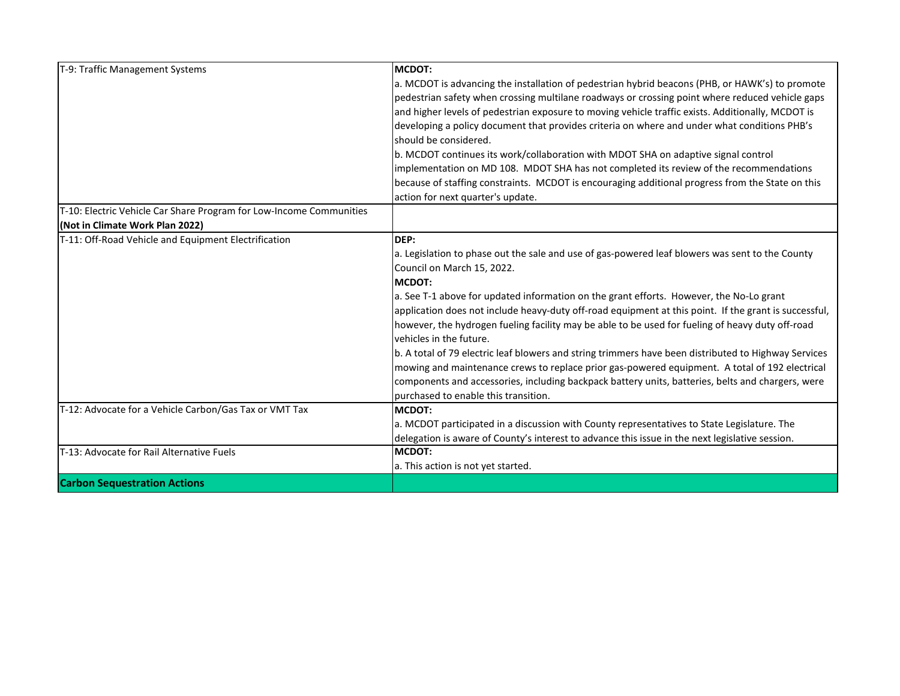| | |
|---|---|
| T-9: Traffic Management Systems | **MCDOT:**<br>a. MCDOT is advancing the installation of pedestrian hybrid beacons (PHB, or HAWK's) to promote pedestrian safety when crossing multilane roadways or crossing point where reduced vehicle gaps and higher levels of pedestrian exposure to moving vehicle traffic exists. Additionally, MCDOT is developing a policy document that provides criteria on where and under what conditions PHB's should be considered.<br>b. MCDOT continues its work/collaboration with MDOT SHA on adaptive signal control implementation on MD 108. MDOT SHA has not completed its review of the recommendations because of staffing constraints. MCDOT is encouraging additional progress from the State on this action for next quarter's update. |
| T-10: Electric Vehicle Car Share Program for Low-Income Communities **(Not in Climate Work Plan 2022)** | |
| T-11: Off-Road Vehicle and Equipment Electrification | **DEP:**<br>a. Legislation to phase out the sale and use of gas-powered leaf blowers was sent to the County Council on March 15, 2022.<br>**MCDOT:**<br>a. See T-1 above for updated information on the grant efforts. However, the No-Lo grant application does not include heavy-duty off-road equipment at this point. If the grant is successful, however, the hydrogen fueling facility may be able to be used for fueling of heavy duty off-road vehicles in the future.<br>b. A total of 79 electric leaf blowers and string trimmers have been distributed to Highway Services mowing and maintenance crews to replace prior gas-powered equipment. A total of 192 electrical components and accessories, including backpack battery units, batteries, belts and chargers, were purchased to enable this transition. |
| T-12: Advocate for a Vehicle Carbon/Gas Tax or VMT Tax | **MCDOT:**<br>a. MCDOT participated in a discussion with County representatives to State Legislature. The delegation is aware of County's interest to advance this issue in the next legislative session. |
| T-13: Advocate for Rail Alternative Fuels | **MCDOT:**<br>a. This action is not yet started. |
| **Carbon Sequestration Actions** | |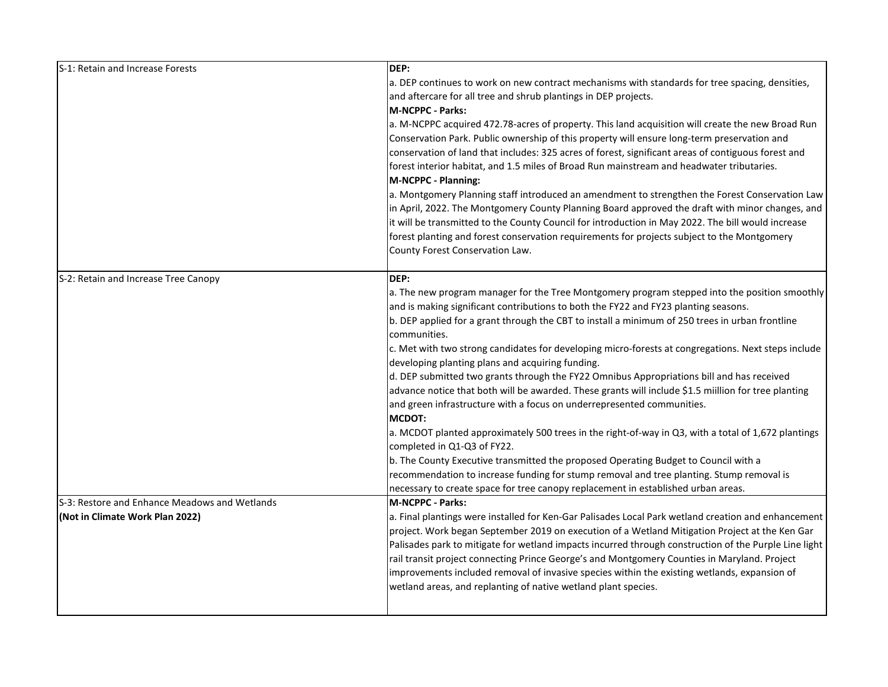| | |
|---|---|
| S-1: Retain and Increase Forests | **DEP:**<br>a. DEP continues to work on new contract mechanisms with standards for tree spacing, densities, and aftercare for all tree and shrub plantings in DEP projects.<br>**M-NCPPC - Parks:**<br>a. M-NCPPC acquired 472.78-acres of property. This land acquisition will create the new Broad Run Conservation Park. Public ownership of this property will ensure long-term preservation and conservation of land that includes: 325 acres of forest, significant areas of contiguous forest and forest interior habitat, and 1.5 miles of Broad Run mainstream and headwater tributaries.<br>**M-NCPPC - Planning:**<br>a. Montgomery Planning staff introduced an amendment to strengthen the Forest Conservation Law in April, 2022. The Montgomery County Planning Board approved the draft with minor changes, and it will be transmitted to the County Council for introduction in May 2022. The bill would increase forest planting and forest conservation requirements for projects subject to the Montgomery County Forest Conservation Law. |
| S-2: Retain and Increase Tree Canopy | **DEP:**<br>a. The new program manager for the Tree Montgomery program stepped into the position smoothly and is making significant contributions to both the FY22 and FY23 planting seasons.<br>b. DEP applied for a grant through the CBT to install a minimum of 250 trees in urban frontline communities.<br>c. Met with two strong candidates for developing micro-forests at congregations. Next steps include developing planting plans and acquiring funding.<br>d. DEP submitted two grants through the FY22 Omnibus Appropriations bill and has received advance notice that both will be awarded. These grants will include $1.5 miillion for tree planting and green infrastructure with a focus on underrepresented communities.<br>**MCDOT:**<br>a. MCDOT planted approximately 500 trees in the right-of-way in Q3, with a total of 1,672 plantings completed in Q1-Q3 of FY22.<br>b. The County Executive transmitted the proposed Operating Budget to Council with a recommendation to increase funding for stump removal and tree planting. Stump removal is necessary to create space for tree canopy replacement in established urban areas. |
| S-3: Restore and Enhance Meadows and Wetlands<br>**(Not in Climate Work Plan 2022)** | **M-NCPPC - Parks:**<br>a. Final plantings were installed for Ken-Gar Palisades Local Park wetland creation and enhancement project. Work began September 2019 on execution of a Wetland Mitigation Project at the Ken Gar Palisades park to mitigate for wetland impacts incurred through construction of the Purple Line light rail transit project connecting Prince George's and Montgomery Counties in Maryland. Project improvements included removal of invasive species within the existing wetlands, expansion of wetland areas, and replanting of native wetland plant species. |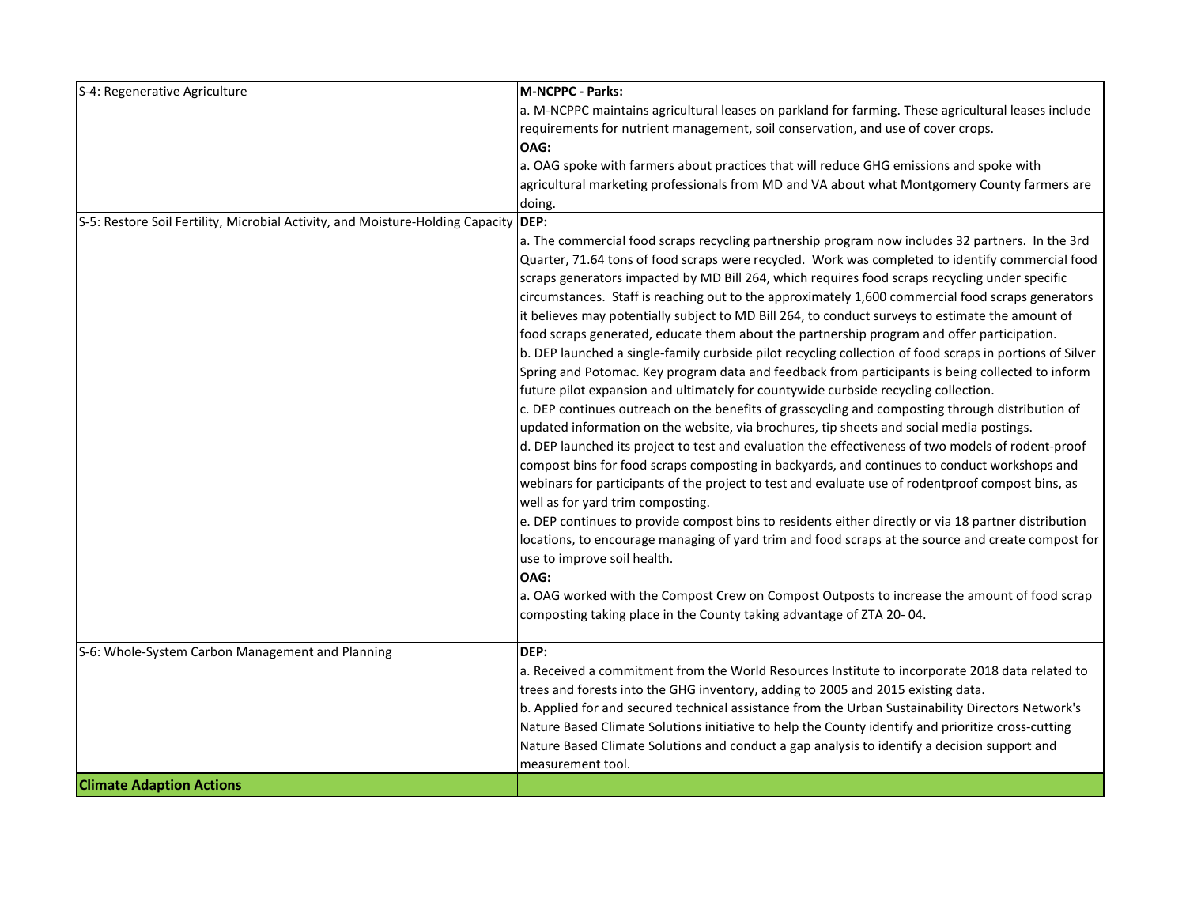| | |
|---|---|
| S-4: Regenerative Agriculture | **M-NCPPC - Parks:**<br>a. M-NCPPC maintains agricultural leases on parkland for farming. These agricultural leases include requirements for nutrient management, soil conservation, and use of cover crops.<br>**OAG:**<br>a. OAG spoke with farmers about practices that will reduce GHG emissions and spoke with agricultural marketing professionals from MD and VA about what Montgomery County farmers are doing. |
| S-5: Restore Soil Fertility, Microbial Activity, and Moisture-Holding Capacity | **DEP:**<br>a. The commercial food scraps recycling partnership program now includes 32 partners. In the 3rd Quarter, 71.64 tons of food scraps were recycled. Work was completed to identify commercial food scraps generators impacted by MD Bill 264, which requires food scraps recycling under specific circumstances. Staff is reaching out to the approximately 1,600 commercial food scraps generators it believes may potentially subject to MD Bill 264, to conduct surveys to estimate the amount of food scraps generated, educate them about the partnership program and offer participation.<br>b. DEP launched a single-family curbside pilot recycling collection of food scraps in portions of Silver Spring and Potomac. Key program data and feedback from participants is being collected to inform future pilot expansion and ultimately for countywide curbside recycling collection.<br>c. DEP continues outreach on the benefits of grasscycling and composting through distribution of updated information on the website, via brochures, tip sheets and social media postings.<br>d. DEP launched its project to test and evaluation the effectiveness of two models of rodent-proof compost bins for food scraps composting in backyards, and continues to conduct workshops and webinars for participants of the project to test and evaluate use of rodentproof compost bins, as well as for yard trim composting.<br>e. DEP continues to provide compost bins to residents either directly or via 18 partner distribution locations, to encourage managing of yard trim and food scraps at the source and create compost for use to improve soil health.<br>**OAG:**<br>a. OAG worked with the Compost Crew on Compost Outposts to increase the amount of food scrap composting taking place in the County taking advantage of ZTA 20- 04. |
| S-6: Whole-System Carbon Management and Planning | **DEP:**<br>a. Received a commitment from the World Resources Institute to incorporate 2018 data related to trees and forests into the GHG inventory, adding to 2005 and 2015 existing data.<br>b. Applied for and secured technical assistance from the Urban Sustainability Directors Network's Nature Based Climate Solutions initiative to help the County identify and prioritize cross-cutting Nature Based Climate Solutions and conduct a gap analysis to identify a decision support and measurement tool. |
| **Climate Adaption Actions** | |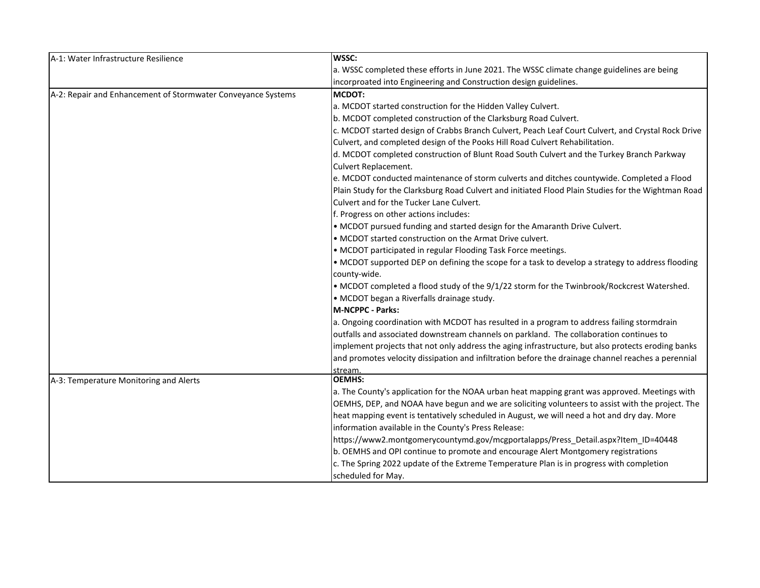| | |
|---|---|
| A-1: Water Infrastructure Resilience | **WSSC:**<br>a. WSSC completed these efforts in June 2021. The WSSC climate change guidelines are being incorproated into Engineering and Construction design guidelines. |
| A-2: Repair and Enhancement of Stormwater Conveyance Systems | **MCDOT:**<br>a. MCDOT started construction for the Hidden Valley Culvert.<br>b. MCDOT completed construction of the Clarksburg Road Culvert.<br>c. MCDOT started design of Crabbs Branch Culvert, Peach Leaf Court Culvert, and Crystal Rock Drive Culvert, and completed design of the Pooks Hill Road Culvert Rehabilitation.<br>d. MCDOT completed construction of Blunt Road South Culvert and the Turkey Branch Parkway Culvert Replacement.<br>e. MCDOT conducted maintenance of storm culverts and ditches countywide. Completed a Flood Plain Study for the Clarksburg Road Culvert and initiated Flood Plain Studies for the Wightman Road Culvert and for the Tucker Lane Culvert.<br>f. Progress on other actions includes:<br>• MCDOT pursued funding and started design for the Amaranth Drive Culvert.<br>• MCDOT started construction on the Armat Drive culvert.<br>• MCDOT participated in regular Flooding Task Force meetings.<br>• MCDOT supported DEP on defining the scope for a task to develop a strategy to address flooding county-wide.<br>• MCDOT completed a flood study of the 9/1/22 storm for the Twinbrook/Rockcrest Watershed.<br>• MCDOT began a Riverfalls drainage study.<br>**M-NCPPC - Parks:**<br>a. Ongoing coordination with MCDOT has resulted in a program to address failing stormdrain outfalls and associated downstream channels on parkland. The collaboration continues to implement projects that not only address the aging infrastructure, but also protects eroding banks and promotes velocity dissipation and infiltration before the drainage channel reaches a perennial stream. |
| A-3: Temperature Monitoring and Alerts | **OEMHS:**<br>a. The County's application for the NOAA urban heat mapping grant was approved. Meetings with OEMHS, DEP, and NOAA have begun and we are soliciting volunteers to assist with the project. The heat mapping event is tentatively scheduled in August, we will need a hot and dry day. More information available in the County's Press Release:<br>https://www2.montgomerycountymd.gov/mcgportalapps/Press_Detail.aspx?Item_ID=40448<br>b. OEMHS and OPI continue to promote and encourage Alert Montgomery registrations<br>c. The Spring 2022 update of the Extreme Temperature Plan is in progress with completion scheduled for May. |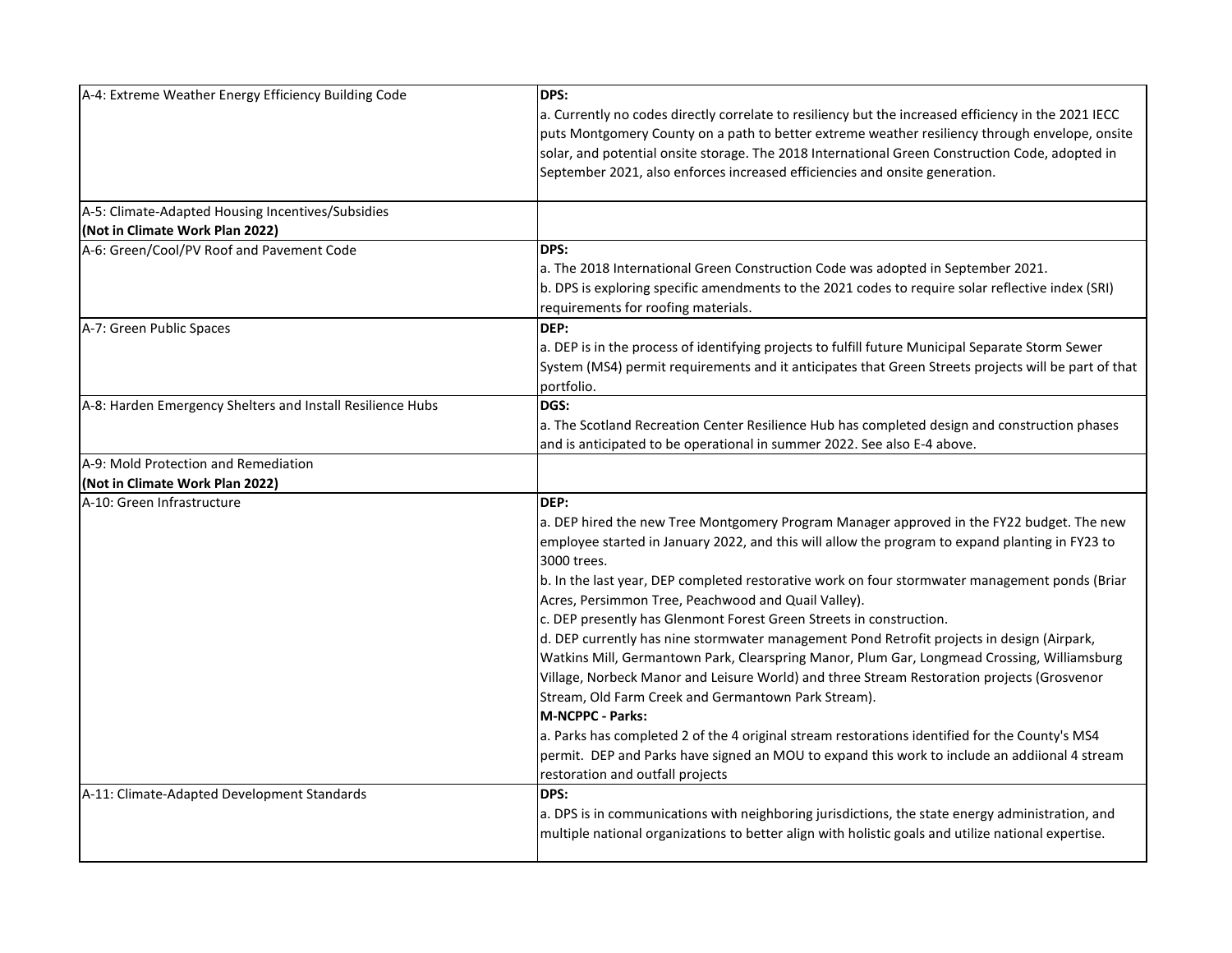| | |
|---|---|
| A-4: Extreme Weather Energy Efficiency Building Code | **DPS:**<br>a. Currently no codes directly correlate to resiliency but the increased efficiency in the 2021 IECC puts Montgomery County on a path to better extreme weather resiliency through envelope, onsite solar, and potential onsite storage. The 2018 International Green Construction Code, adopted in September 2021, also enforces increased efficiencies and onsite generation. |
| A-5: Climate-Adapted Housing Incentives/Subsidies<br>**(Not in Climate Work Plan 2022)** | |
| A-6: Green/Cool/PV Roof and Pavement Code | **DPS:**<br>a. The 2018 International Green Construction Code was adopted in September 2021.<br>b. DPS is exploring specific amendments to the 2021 codes to require solar reflective index (SRI) requirements for roofing materials. |
| A-7: Green Public Spaces | **DEP:**<br>a. DEP is in the process of identifying projects to fulfill future Municipal Separate Storm Sewer System (MS4) permit requirements and it anticipates that Green Streets projects will be part of that portfolio. |
| A-8: Harden Emergency Shelters and Install Resilience Hubs | **DGS:**<br>a. The Scotland Recreation Center Resilience Hub has completed design and construction phases and is anticipated to be operational in summer 2022. See also E-4 above. |
| A-9: Mold Protection and Remediation<br>**(Not in Climate Work Plan 2022)** | |
| A-10: Green Infrastructure | **DEP:**<br>a. DEP hired the new Tree Montgomery Program Manager approved in the FY22 budget. The new employee started in January 2022, and this will allow the program to expand planting in FY23 to 3000 trees.<br>b. In the last year, DEP completed restorative work on four stormwater management ponds (Briar Acres, Persimmon Tree, Peachwood and Quail Valley).<br>c. DEP presently has Glenmont Forest Green Streets in construction.<br>d. DEP currently has nine stormwater management Pond Retrofit projects in design (Airpark, Watkins Mill, Germantown Park, Clearspring Manor, Plum Gar, Longmead Crossing, Williamsburg Village, Norbeck Manor and Leisure World) and three Stream Restoration projects (Grosvenor Stream, Old Farm Creek and Germantown Park Stream).<br>**M-NCPPC - Parks:**<br>a. Parks has completed 2 of the 4 original stream restorations identified for the County's MS4 permit. DEP and Parks have signed an MOU to expand this work to include an addiional 4 stream restoration and outfall projects |
| A-11: Climate-Adapted Development Standards | **DPS:**<br>a. DPS is in communications with neighboring jurisdictions, the state energy administration, and multiple national organizations to better align with holistic goals and utilize national expertise. |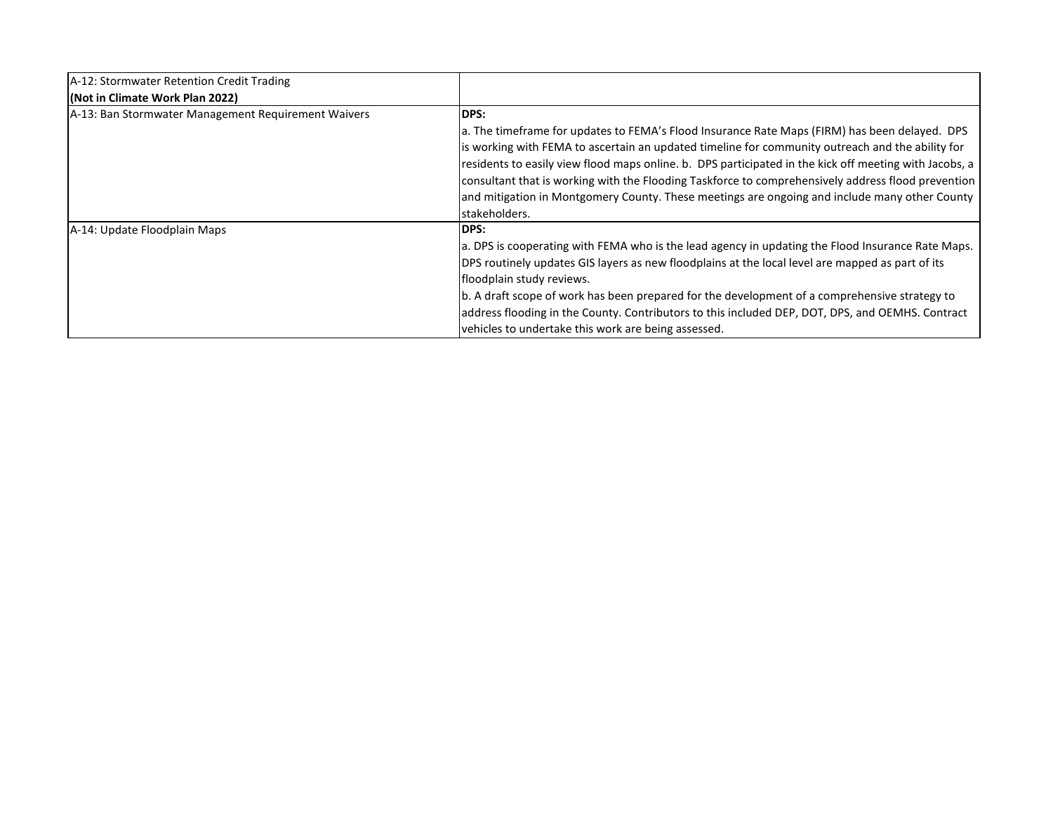| | |
|---|---|
| A-12: Stormwater Retention Credit Trading **(Not in Climate Work Plan 2022)** | |
| A-13: Ban Stormwater Management Requirement Waivers | **DPS:** a. The timeframe for updates to FEMA's Flood Insurance Rate Maps (FIRM) has been delayed. DPS is working with FEMA to ascertain an updated timeline for community outreach and the ability for residents to easily view flood maps online. b. DPS participated in the kick off meeting with Jacobs, a consultant that is working with the Flooding Taskforce to comprehensively address flood prevention and mitigation in Montgomery County. These meetings are ongoing and include many other County stakeholders. |
| A-14: Update Floodplain Maps | **DPS:** a. DPS is cooperating with FEMA who is the lead agency in updating the Flood Insurance Rate Maps. DPS routinely updates GIS layers as new floodplains at the local level are mapped as part of its floodplain study reviews. b. A draft scope of work has been prepared for the development of a comprehensive strategy to address flooding in the County. Contributors to this included DEP, DOT, DPS, and OEMHS. Contract vehicles to undertake this work are being assessed. |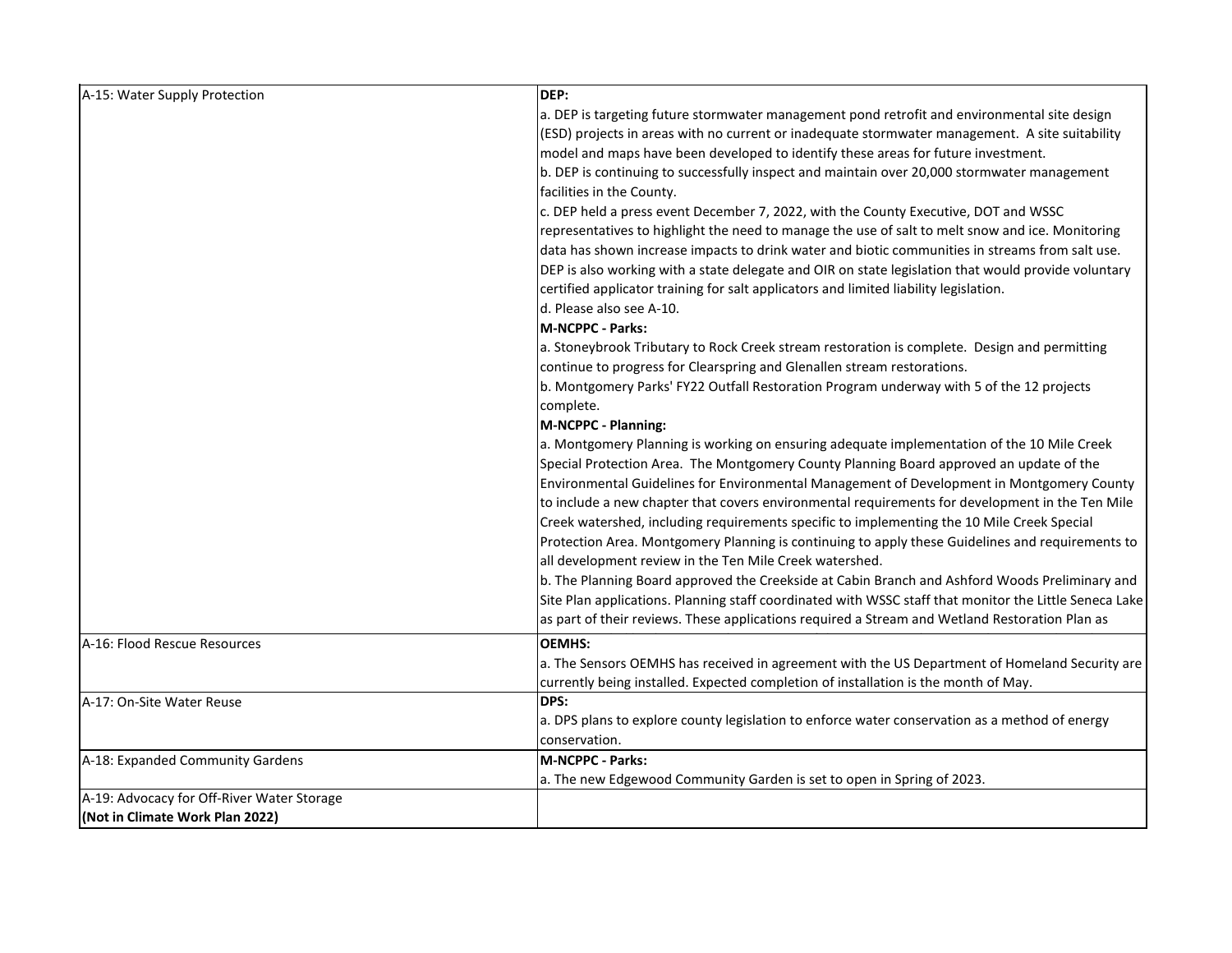| | |
|---|---|
| A-15: Water Supply Protection | **DEP:**<br>a. DEP is targeting future stormwater management pond retrofit and environmental site design (ESD) projects in areas with no current or inadequate stormwater management. A site suitability model and maps have been developed to identify these areas for future investment.<br>b. DEP is continuing to successfully inspect and maintain over 20,000 stormwater management facilities in the County.<br>c. DEP held a press event December 7, 2022, with the County Executive, DOT and WSSC representatives to highlight the need to manage the use of salt to melt snow and ice. Monitoring data has shown increase impacts to drink water and biotic communities in streams from salt use. DEP is also working with a state delegate and OIR on state legislation that would provide voluntary certified applicator training for salt applicators and limited liability legislation.<br>d. Please also see A-10.<br>**M-NCPPC - Parks:**<br>a. Stoneybrook Tributary to Rock Creek stream restoration is complete. Design and permitting continue to progress for Clearspring and Glenallen stream restorations.<br>b. Montgomery Parks' FY22 Outfall Restoration Program underway with 5 of the 12 projects complete.<br>**M-NCPPC - Planning:**<br>a. Montgomery Planning is working on ensuring adequate implementation of the 10 Mile Creek Special Protection Area. The Montgomery County Planning Board approved an update of the Environmental Guidelines for Environmental Management of Development in Montgomery County to include a new chapter that covers environmental requirements for development in the Ten Mile Creek watershed, including requirements specific to implementing the 10 Mile Creek Special Protection Area. Montgomery Planning is continuing to apply these Guidelines and requirements to all development review in the Ten Mile Creek watershed.<br>b. The Planning Board approved the Creekside at Cabin Branch and Ashford Woods Preliminary and Site Plan applications. Planning staff coordinated with WSSC staff that monitor the Little Seneca Lake as part of their reviews. These applications required a Stream and Wetland Restoration Plan as |
| A-16: Flood Rescue Resources | **OEMHS:**<br>a. The Sensors OEMHS has received in agreement with the US Department of Homeland Security are currently being installed. Expected completion of installation is the month of May. |
| A-17: On-Site Water Reuse | **DPS:**<br>a. DPS plans to explore county legislation to enforce water conservation as a method of energy conservation. |
| A-18: Expanded Community Gardens | **M-NCPPC - Parks:**<br>a. The new Edgewood Community Garden is set to open in Spring of 2023. |
| A-19: Advocacy for Off-River Water Storage<br>**(Not in Climate Work Plan 2022)** | |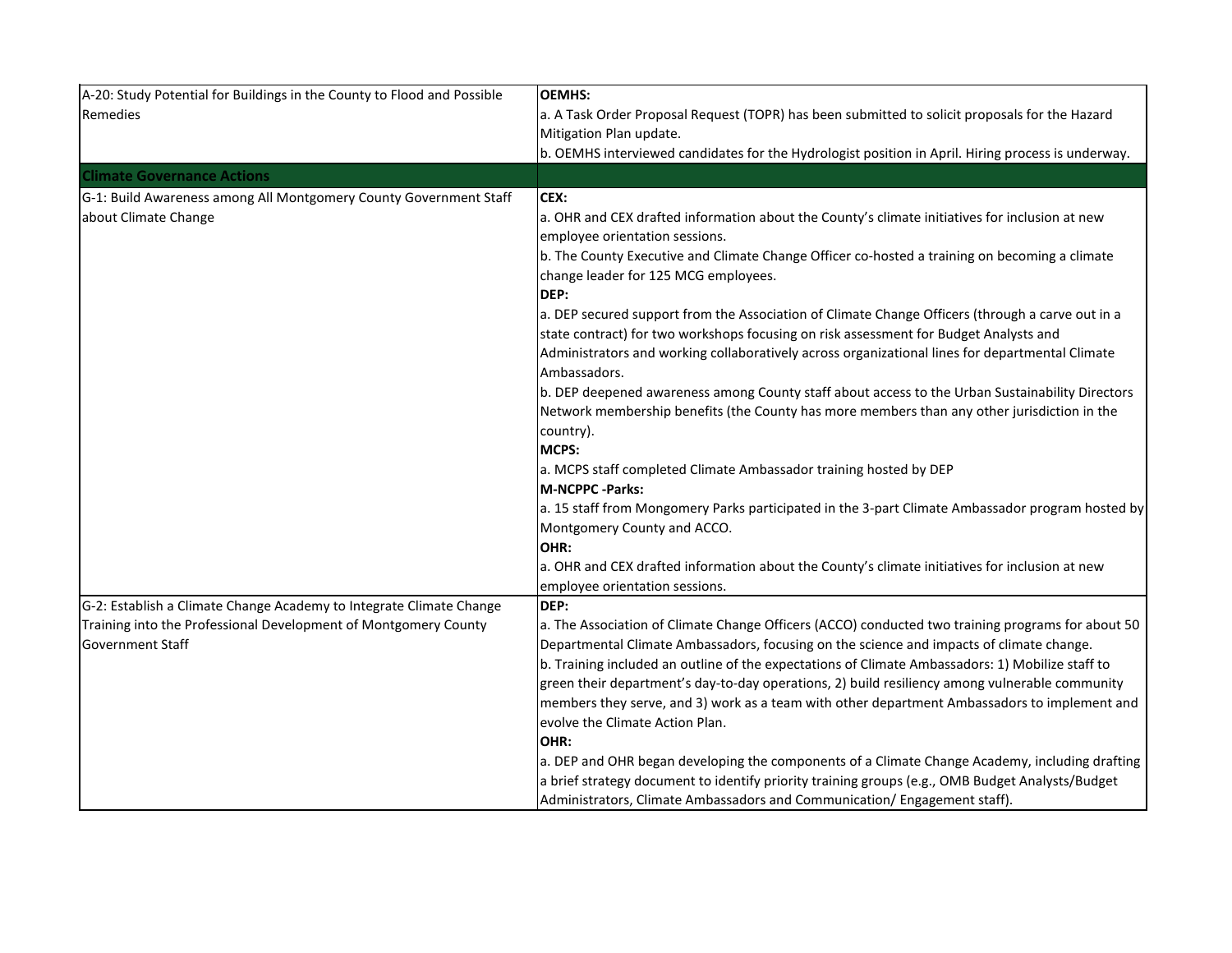| | |
|---|---|
| A-20: Study Potential for Buildings in the County to Flood and Possible Remedies | **OEMHS:**<br>a. A Task Order Proposal Request (TOPR) has been submitted to solicit proposals for the Hazard Mitigation Plan update.<br>b. OEMHS interviewed candidates for the Hydrologist position in April. Hiring process is underway. |
| **Climate Governance Actions** | |
| G-1: Build Awareness among All Montgomery County Government Staff about Climate Change | **CEX:**<br>a. OHR and CEX drafted information about the County's climate initiatives for inclusion at new employee orientation sessions.<br>b. The County Executive and Climate Change Officer co-hosted a training on becoming a climate change leader for 125 MCG employees.<br>**DEP:**<br>a. DEP secured support from the Association of Climate Change Officers (through a carve out in a state contract) for two workshops focusing on risk assessment for Budget Analysts and Administrators and working collaboratively across organizational lines for departmental Climate Ambassadors.<br>b. DEP deepened awareness among County staff about access to the Urban Sustainability Directors Network membership benefits (the County has more members than any other jurisdiction in the country).<br>**MCPS:**<br>a. MCPS staff completed Climate Ambassador training hosted by DEP<br>**M-NCPPC -Parks:**<br>a. 15 staff from Mongomery Parks participated in the 3-part Climate Ambassador program hosted by Montgomery County and ACCO.<br>**OHR:**<br>a. OHR and CEX drafted information about the County's climate initiatives for inclusion at new employee orientation sessions. |
| G-2: Establish a Climate Change Academy to Integrate Climate Change Training into the Professional Development of Montgomery County Government Staff | **DEP:**<br>a. The Association of Climate Change Officers (ACCO) conducted two training programs for about 50 Departmental Climate Ambassadors, focusing on the science and impacts of climate change.<br>b. Training included an outline of the expectations of Climate Ambassadors: 1) Mobilize staff to green their department's day-to-day operations, 2) build resiliency among vulnerable community members they serve, and 3) work as a team with other department Ambassadors to implement and evolve the Climate Action Plan.<br>**OHR:**<br>a. DEP and OHR began developing the components of a Climate Change Academy, including drafting a brief strategy document to identify priority training groups (e.g., OMB Budget Analysts/Budget Administrators, Climate Ambassadors and Communication/ Engagement staff). |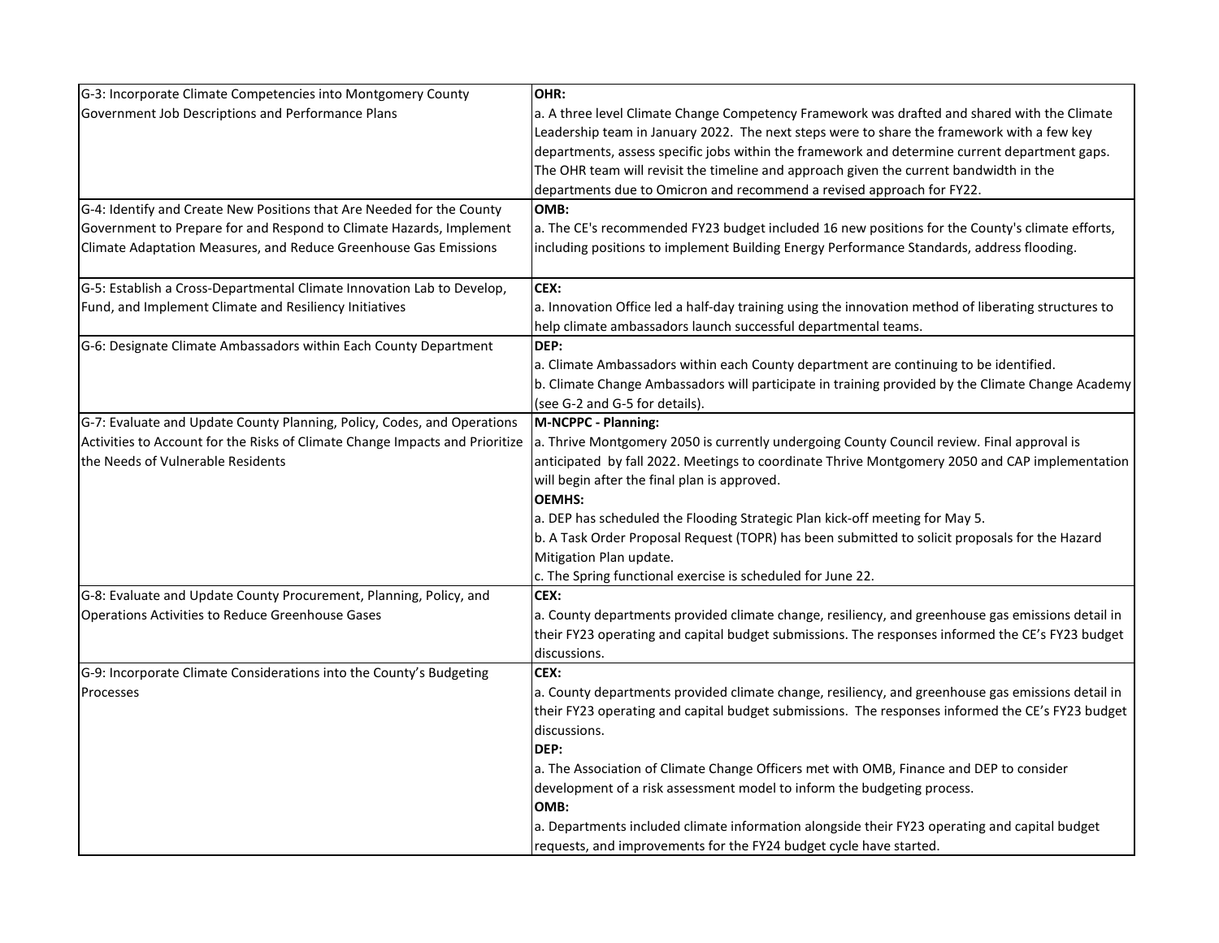| | |
|---|---|
| G-3: Incorporate Climate Competencies into Montgomery County Government Job Descriptions and Performance Plans | **OHR:**<br>a. A three level Climate Change Competency Framework was drafted and shared with the Climate Leadership team in January 2022. The next steps were to share the framework with a few key departments, assess specific jobs within the framework and determine current department gaps. The OHR team will revisit the timeline and approach given the current bandwidth in the departments due to Omicron and recommend a revised approach for FY22. |
| G-4: Identify and Create New Positions that Are Needed for the County Government to Prepare for and Respond to Climate Hazards, Implement Climate Adaptation Measures, and Reduce Greenhouse Gas Emissions | **OMB:**<br>a. The CE's recommended FY23 budget included 16 new positions for the County's climate efforts, including positions to implement Building Energy Performance Standards, address flooding. |
| G-5: Establish a Cross-Departmental Climate Innovation Lab to Develop, Fund, and Implement Climate and Resiliency Initiatives | **CEX:**<br>a. Innovation Office led a half-day training using the innovation method of liberating structures to help climate ambassadors launch successful departmental teams. |
| G-6: Designate Climate Ambassadors within Each County Department | **DEP:**<br>a. Climate Ambassadors within each County department are continuing to be identified.<br>b. Climate Change Ambassadors will participate in training provided by the Climate Change Academy (see G-2 and G-5 for details). |
| G-7: Evaluate and Update County Planning, Policy, Codes, and Operations Activities to Account for the Risks of Climate Change Impacts and Prioritize the Needs of Vulnerable Residents | **M-NCPPC - Planning:**<br>a. Thrive Montgomery 2050 is currently undergoing County Council review. Final approval is anticipated by fall 2022. Meetings to coordinate Thrive Montgomery 2050 and CAP implementation will begin after the final plan is approved.<br>**OEMHS:**<br>a. DEP has scheduled the Flooding Strategic Plan kick-off meeting for May 5.<br>b. A Task Order Proposal Request (TOPR) has been submitted to solicit proposals for the Hazard Mitigation Plan update.<br>c. The Spring functional exercise is scheduled for June 22. |
| G-8: Evaluate and Update County Procurement, Planning, Policy, and Operations Activities to Reduce Greenhouse Gases | **CEX:**<br>a. County departments provided climate change, resiliency, and greenhouse gas emissions detail in their FY23 operating and capital budget submissions. The responses informed the CE's FY23 budget discussions. |
| G-9: Incorporate Climate Considerations into the County's Budgeting Processes | **CEX:**<br>a. County departments provided climate change, resiliency, and greenhouse gas emissions detail in their FY23 operating and capital budget submissions. The responses informed the CE's FY23 budget discussions.<br>**DEP:**<br>a. The Association of Climate Change Officers met with OMB, Finance and DEP to consider development of a risk assessment model to inform the budgeting process.<br>**OMB:**<br>a. Departments included climate information alongside their FY23 operating and capital budget requests, and improvements for the FY24 budget cycle have started. |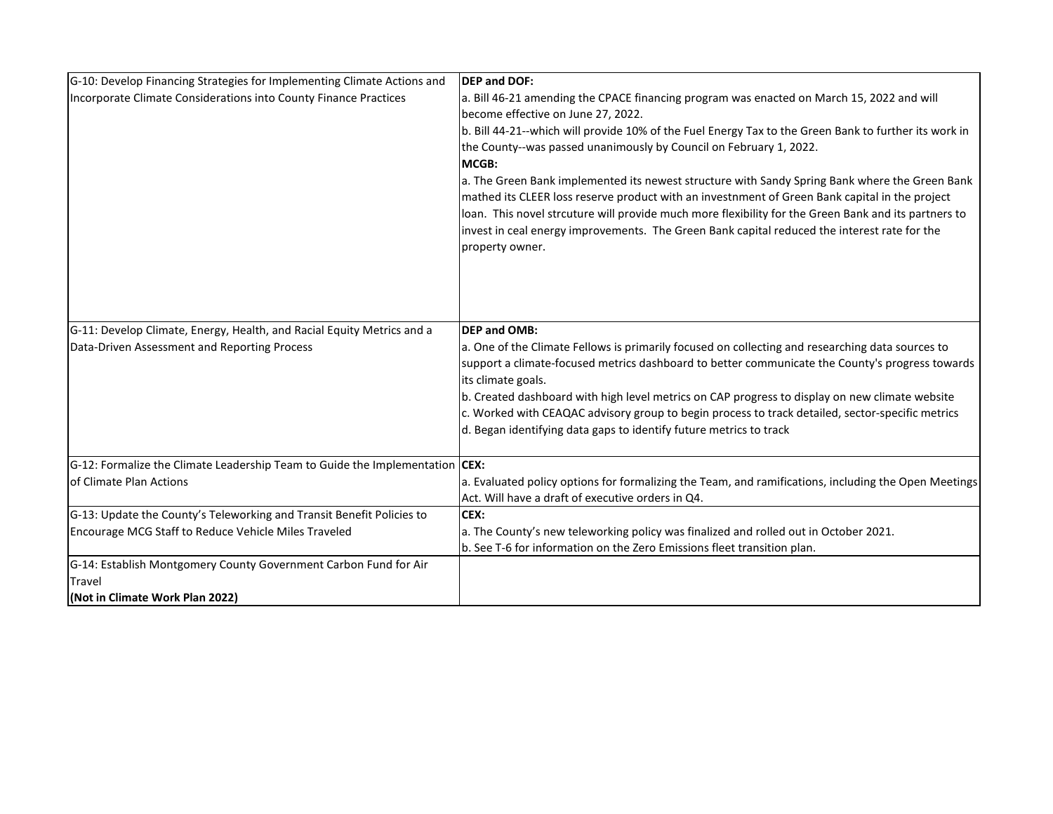| | |
|---|---|
| G-10: Develop Financing Strategies for Implementing Climate Actions and Incorporate Climate Considerations into County Finance Practices | **DEP and DOF:**<br>a. Bill 46-21 amending the CPACE financing program was enacted on March 15, 2022 and will become effective on June 27, 2022.<br>b. Bill 44-21--which will provide 10% of the Fuel Energy Tax to the Green Bank to further its work in the County--was passed unanimously by Council on February 1, 2022.<br>**MCGB:**<br>a. The Green Bank implemented its newest structure with Sandy Spring Bank where the Green Bank mathed its CLEER loss reserve product with an investnment of Green Bank capital in the project loan. This novel strcuture will provide much more flexibility for the Green Bank and its partners to invest in ceal energy improvements. The Green Bank capital reduced the interest rate for the property owner. |
| G-11: Develop Climate, Energy, Health, and Racial Equity Metrics and a Data-Driven Assessment and Reporting Process | **DEP and OMB:**<br>a. One of the Climate Fellows is primarily focused on collecting and researching data sources to support a climate-focused metrics dashboard to better communicate the County's progress towards its climate goals.<br>b. Created dashboard with high level metrics on CAP progress to display on new climate website<br>c. Worked with CEAQAC advisory group to begin process to track detailed, sector-specific metrics<br>d. Began identifying data gaps to identify future metrics to track |
| G-12: Formalize the Climate Leadership Team to Guide the Implementation of Climate Plan Actions | **CEX:**<br>a. Evaluated policy options for formalizing the Team, and ramifications, including the Open Meetings Act. Will have a draft of executive orders in Q4. |
| G-13: Update the County's Teleworking and Transit Benefit Policies to Encourage MCG Staff to Reduce Vehicle Miles Traveled | **CEX:**<br>a. The County's new teleworking policy was finalized and rolled out in October 2021.<br>b. See T-6 for information on the Zero Emissions fleet transition plan. |
| G-14: Establish Montgomery County Government Carbon Fund for Air Travel<br>**(Not in Climate Work Plan 2022)** | |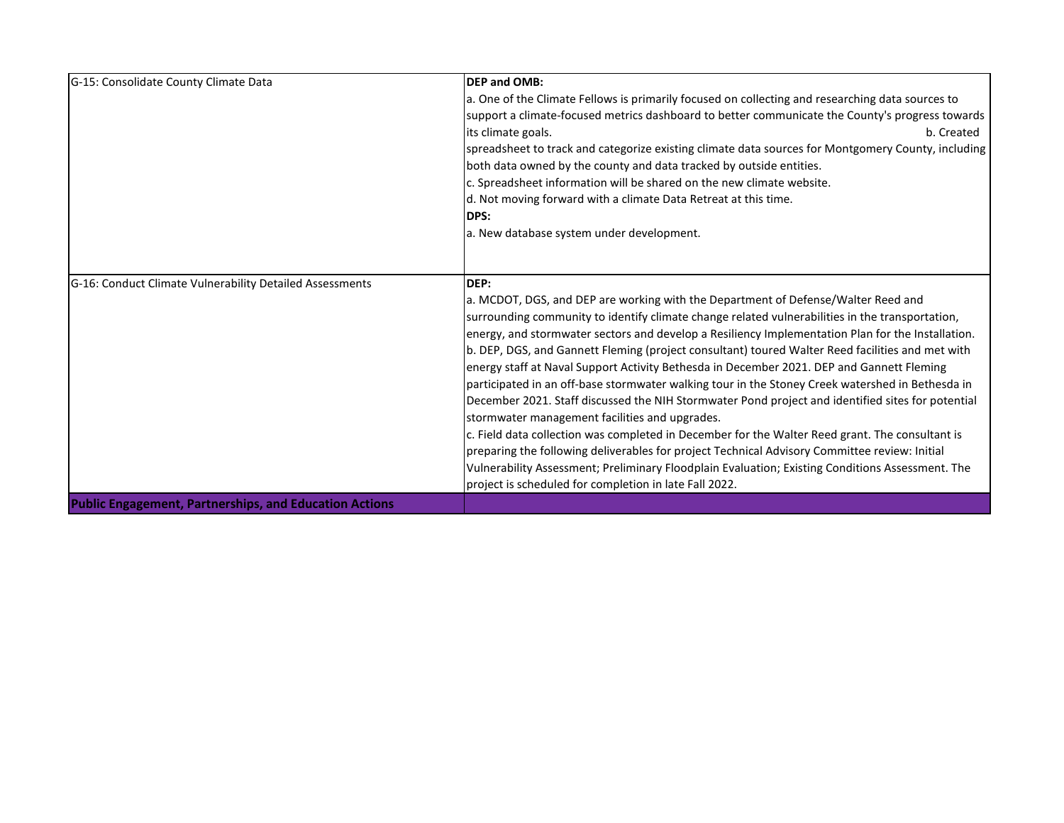| | |
|---|---|
| G-15: Consolidate County Climate Data | **DEP and OMB:**<br>a. One of the Climate Fellows is primarily focused on collecting and researching data sources to support a climate-focused metrics dashboard to better communicate the County's progress towards its climate goals. b. Created spreadsheet to track and categorize existing climate data sources for Montgomery County, including both data owned by the county and data tracked by outside entities.<br>c. Spreadsheet information will be shared on the new climate website.<br>d. Not moving forward with a climate Data Retreat at this time.<br>**DPS:**<br>a. New database system under development. |
| G-16: Conduct Climate Vulnerability Detailed Assessments | **DEP:**<br>a. MCDOT, DGS, and DEP are working with the Department of Defense/Walter Reed and surrounding community to identify climate change related vulnerabilities in the transportation, energy, and stormwater sectors and develop a Resiliency Implementation Plan for the Installation.<br>b. DEP, DGS, and Gannett Fleming (project consultant) toured Walter Reed facilities and met with energy staff at Naval Support Activity Bethesda in December 2021. DEP and Gannett Fleming participated in an off-base stormwater walking tour in the Stoney Creek watershed in Bethesda in December 2021. Staff discussed the NIH Stormwater Pond project and identified sites for potential stormwater management facilities and upgrades.<br>c. Field data collection was completed in December for the Walter Reed grant. The consultant is preparing the following deliverables for project Technical Advisory Committee review: Initial Vulnerability Assessment; Preliminary Floodplain Evaluation; Existing Conditions Assessment. The project is scheduled for completion in late Fall 2022. |
| **Public Engagement, Partnerships, and Education Actions** | |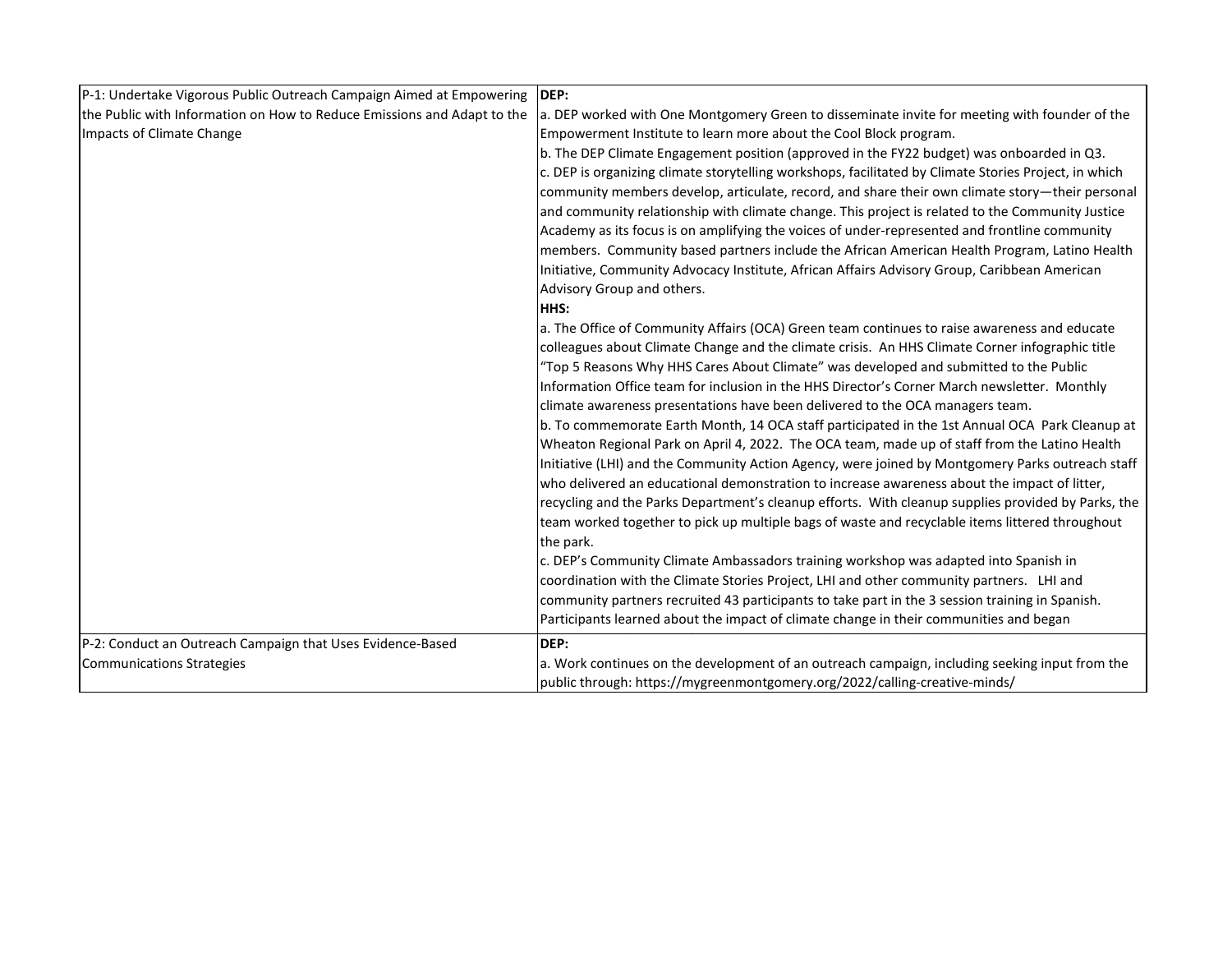| | |
|---|---|
| P-1: Undertake Vigorous Public Outreach Campaign Aimed at Empowering the Public with Information on How to Reduce Emissions and Adapt to the Impacts of Climate Change | **DEP:**<br>a. DEP worked with One Montgomery Green to disseminate invite for meeting with founder of the Empowerment Institute to learn more about the Cool Block program.<br>b. The DEP Climate Engagement position (approved in the FY22 budget) was onboarded in Q3.<br>c. DEP is organizing climate storytelling workshops, facilitated by Climate Stories Project, in which community members develop, articulate, record, and share their own climate story—their personal and community relationship with climate change. This project is related to the Community Justice Academy as its focus is on amplifying the voices of under-represented and frontline community members. Community based partners include the African American Health Program, Latino Health Initiative, Community Advocacy Institute, African Affairs Advisory Group, Caribbean American Advisory Group and others.<br>**HHS:**<br>a. The Office of Community Affairs (OCA) Green team continues to raise awareness and educate colleagues about Climate Change and the climate crisis. An HHS Climate Corner infographic title "Top 5 Reasons Why HHS Cares About Climate" was developed and submitted to the Public Information Office team for inclusion in the HHS Director's Corner March newsletter. Monthly climate awareness presentations have been delivered to the OCA managers team.<br>b. To commemorate Earth Month, 14 OCA staff participated in the 1st Annual OCA Park Cleanup at Wheaton Regional Park on April 4, 2022. The OCA team, made up of staff from the Latino Health Initiative (LHI) and the Community Action Agency, were joined by Montgomery Parks outreach staff who delivered an educational demonstration to increase awareness about the impact of litter, recycling and the Parks Department's cleanup efforts. With cleanup supplies provided by Parks, the team worked together to pick up multiple bags of waste and recyclable items littered throughout the park.<br>c. DEP's Community Climate Ambassadors training workshop was adapted into Spanish in coordination with the Climate Stories Project, LHI and other community partners. LHI and community partners recruited 43 participants to take part in the 3 session training in Spanish. Participants learned about the impact of climate change in their communities and began |
| P-2: Conduct an Outreach Campaign that Uses Evidence-Based Communications Strategies | **DEP:**<br>a. Work continues on the development of an outreach campaign, including seeking input from the public through: https://mygreenmontgomery.org/2022/calling-creative-minds/ |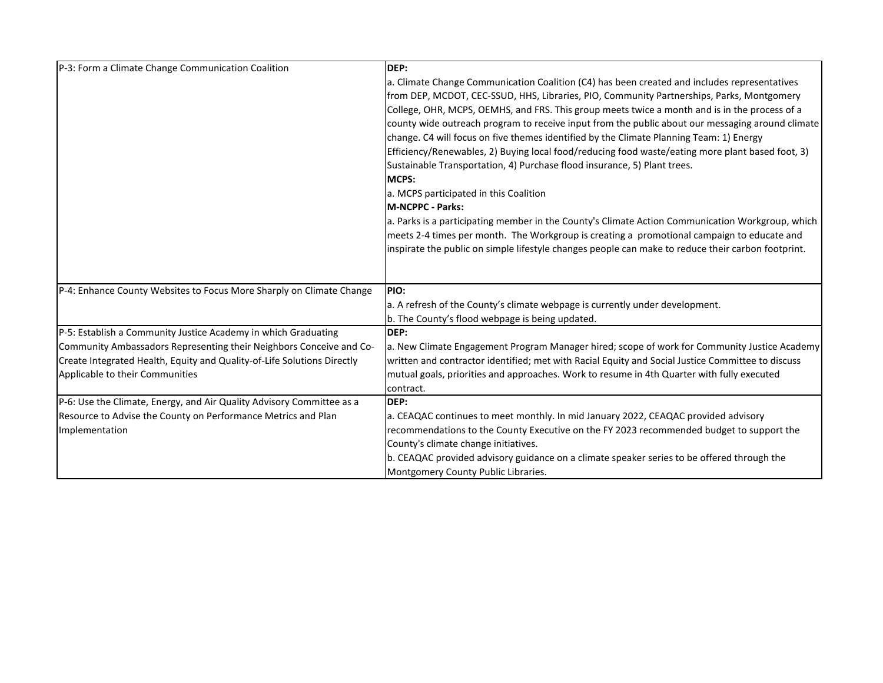| | |
|---|---|
| P-3: Form a Climate Change Communication Coalition | **DEP:**<br>a. Climate Change Communication Coalition (C4) has been created and includes representatives from DEP, MCDOT, CEC-SSUD, HHS, Libraries, PIO, Community Partnerships, Parks, Montgomery College, OHR, MCPS, OEMHS, and FRS. This group meets twice a month and is in the process of a county wide outreach program to receive input from the public about our messaging around climate change. C4 will focus on five themes identified by the Climate Planning Team: 1) Energy Efficiency/Renewables, 2) Buying local food/reducing food waste/eating more plant based foot, 3) Sustainable Transportation, 4) Purchase flood insurance, 5) Plant trees.<br>**MCPS:**<br>a. MCPS participated in this Coalition<br>**M-NCPPC - Parks:**<br>a. Parks is a participating member in the County's Climate Action Communication Workgroup, which meets 2-4 times per month. The Workgroup is creating a promotional campaign to educate and inspirate the public on simple lifestyle changes people can make to reduce their carbon footprint. |
| P-4: Enhance County Websites to Focus More Sharply on Climate Change | **PIO:**<br>a. A refresh of the County's climate webpage is currently under development.<br>b. The County's flood webpage is being updated. |
| P-5: Establish a Community Justice Academy in which Graduating Community Ambassadors Representing their Neighbors Conceive and Co-Create Integrated Health, Equity and Quality-of-Life Solutions Directly Applicable to their Communities | **DEP:**<br>a. New Climate Engagement Program Manager hired; scope of work for Community Justice Academy written and contractor identified; met with Racial Equity and Social Justice Committee to discuss mutual goals, priorities and approaches. Work to resume in 4th Quarter with fully executed contract. |
| P-6: Use the Climate, Energy, and Air Quality Advisory Committee as a Resource to Advise the County on Performance Metrics and Plan Implementation | **DEP:**<br>a. CEAQAC continues to meet monthly. In mid January 2022, CEAQAC provided advisory recommendations to the County Executive on the FY 2023 recommended budget to support the County's climate change initiatives.<br>b. CEAQAC provided advisory guidance on a climate speaker series to be offered through the Montgomery County Public Libraries. |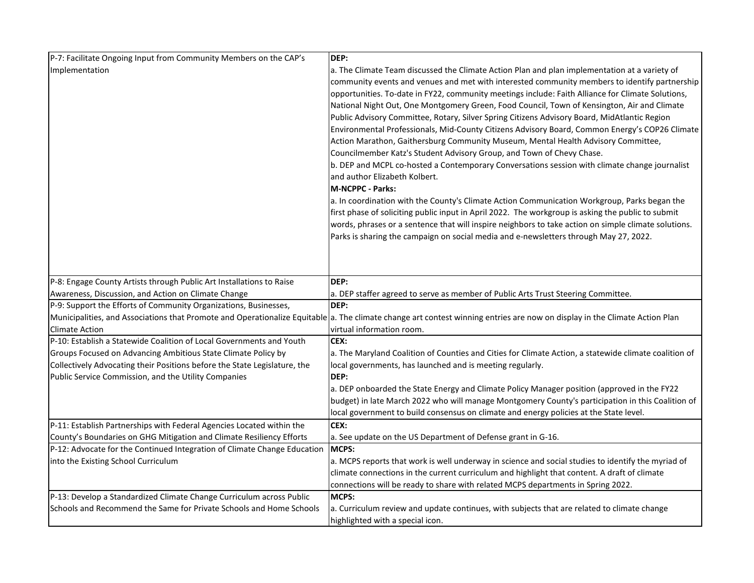| | |
|---|---|
| P-7: Facilitate Ongoing Input from Community Members on the CAP's Implementation | **DEP:**<br>a. The Climate Team discussed the Climate Action Plan and plan implementation at a variety of community events and venues and met with interested community members to identify partnership opportunities. To-date in FY22, community meetings include: Faith Alliance for Climate Solutions, National Night Out, One Montgomery Green, Food Council, Town of Kensington, Air and Climate Public Advisory Committee, Rotary, Silver Spring Citizens Advisory Board, MidAtlantic Region Environmental Professionals, Mid-County Citizens Advisory Board, Common Energy's COP26 Climate Action Marathon, Gaithersburg Community Museum, Mental Health Advisory Committee, Councilmember Katz's Student Advisory Group, and Town of Chevy Chase.<br>b. DEP and MCPL co-hosted a Contemporary Conversations session with climate change journalist and author Elizabeth Kolbert.<br>**M-NCPPC - Parks:**<br>a. In coordination with the County's Climate Action Communication Workgroup, Parks began the first phase of soliciting public input in April 2022. The workgroup is asking the public to submit words, phrases or a sentence that will inspire neighbors to take action on simple climate solutions. Parks is sharing the campaign on social media and e-newsletters through May 27, 2022. |
| P-8: Engage County Artists through Public Art Installations to Raise Awareness, Discussion, and Action on Climate Change | **DEP:**<br>a. DEP staffer agreed to serve as member of Public Arts Trust Steering Committee. |
| P-9: Support the Efforts of Community Organizations, Businesses, Municipalities, and Associations that Promote and Operationalize Equitable Climate Action | **DEP:**<br>a. The climate change art contest winning entries are now on display in the Climate Action Plan virtual information room. |
| P-10: Establish a Statewide Coalition of Local Governments and Youth Groups Focused on Advancing Ambitious State Climate Policy by Collectively Advocating their Positions before the State Legislature, the Public Service Commission, and the Utility Companies | **CEX:**<br>a. The Maryland Coalition of Counties and Cities for Climate Action, a statewide climate coalition of local governments, has launched and is meeting regularly.<br>**DEP:**<br>a. DEP onboarded the State Energy and Climate Policy Manager position (approved in the FY22 budget) in late March 2022 who will manage Montgomery County's participation in this Coalition of local government to build consensus on climate and energy policies at the State level. |
| P-11: Establish Partnerships with Federal Agencies Located within the County's Boundaries on GHG Mitigation and Climate Resiliency Efforts | **CEX:**<br>a. See update on the US Department of Defense grant in G-16. |
| P-12: Advocate for the Continued Integration of Climate Change Education into the Existing School Curriculum | **MCPS:**<br>a. MCPS reports that work is well underway in science and social studies to identify the myriad of climate connections in the current curriculum and highlight that content. A draft of climate connections will be ready to share with related MCPS departments in Spring 2022. |
| P-13: Develop a Standardized Climate Change Curriculum across Public Schools and Recommend the Same for Private Schools and Home Schools | **MCPS:**<br>a. Curriculum review and update continues, with subjects that are related to climate change highlighted with a special icon. |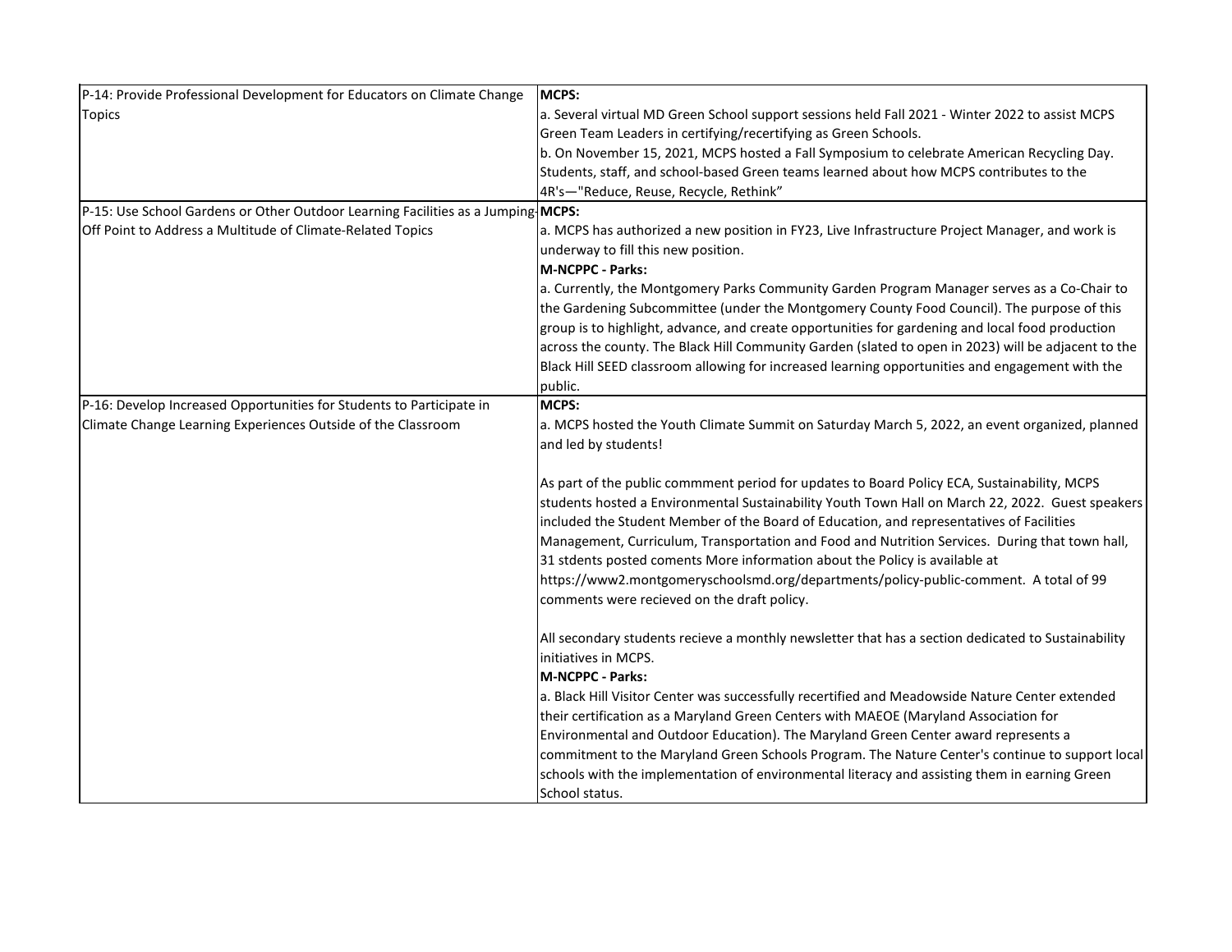| | |
|---|---|
| P-14: Provide Professional Development for Educators on Climate Change Topics | **MCPS:**<br>a. Several virtual MD Green School support sessions held Fall 2021 - Winter 2022 to assist MCPS Green Team Leaders in certifying/recertifying as Green Schools.<br>b. On November 15, 2021, MCPS hosted a Fall Symposium to celebrate American Recycling Day. Students, staff, and school-based Green teams learned about how MCPS contributes to the 4R's—"Reduce, Reuse, Recycle, Rethink" |
| P-15: Use School Gardens or Other Outdoor Learning Facilities as a Jumping-Off Point to Address a Multitude of Climate-Related Topics | **MCPS:**<br>a. MCPS has authorized a new position in FY23, Live Infrastructure Project Manager, and work is underway to fill this new position.<br>**M-NCPPC - Parks:**<br>a. Currently, the Montgomery Parks Community Garden Program Manager serves as a Co-Chair to the Gardening Subcommittee (under the Montgomery County Food Council). The purpose of this group is to highlight, advance, and create opportunities for gardening and local food production across the county. The Black Hill Community Garden (slated to open in 2023) will be adjacent to the Black Hill SEED classroom allowing for increased learning opportunities and engagement with the public. |
| P-16: Develop Increased Opportunities for Students to Participate in Climate Change Learning Experiences Outside of the Classroom | **MCPS:**<br>a. MCPS hosted the Youth Climate Summit on Saturday March 5, 2022, an event organized, planned and led by students!<br><br>As part of the public commment period for updates to Board Policy ECA, Sustainability, MCPS students hosted a Environmental Sustainability Youth Town Hall on March 22, 2022. Guest speakers included the Student Member of the Board of Education, and representatives of Facilities Management, Curriculum, Transportation and Food and Nutrition Services. During that town hall, 31 stdents posted coments More information about the Policy is available at https://www2.montgomeryschoolsmd.org/departments/policy-public-comment. A total of 99 comments were recieved on the draft policy.<br><br>All secondary students recieve a monthly newsletter that has a section dedicated to Sustainability initiatives in MCPS.<br>**M-NCPPC - Parks:**<br>a. Black Hill Visitor Center was successfully recertified and Meadowside Nature Center extended their certification as a Maryland Green Centers with MAEOE (Maryland Association for Environmental and Outdoor Education). The Maryland Green Center award represents a commitment to the Maryland Green Schools Program. The Nature Center's continue to support local schools with the implementation of environmental literacy and assisting them in earning Green School status. |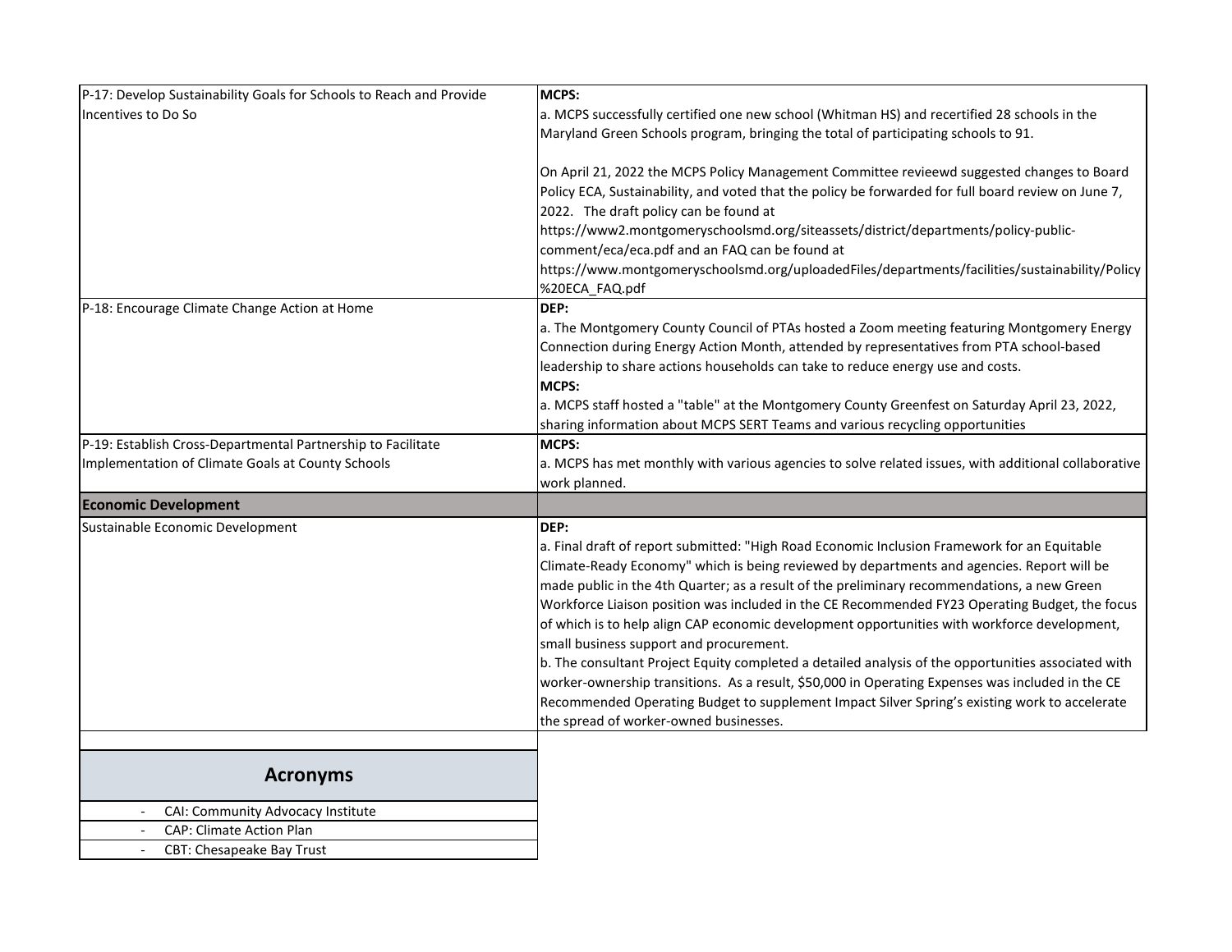| | |
|---|---|
| P-17: Develop Sustainability Goals for Schools to Reach and Provide Incentives to Do So | **MCPS:**<br>a. MCPS successfully certified one new school (Whitman HS) and recertified 28 schools in the Maryland Green Schools program, bringing the total of participating schools to 91.<br><br>On April 21, 2022 the MCPS Policy Management Committee revieewd suggested changes to Board Policy ECA, Sustainability, and voted that the policy be forwarded for full board review on June 7, 2022. The draft policy can be found at https://www2.montgomeryschoolsmd.org/siteassets/district/departments/policy-public-comment/eca/eca.pdf and an FAQ can be found at https://www.montgomeryschoolsmd.org/uploadedFiles/departments/facilities/sustainability/Policy%20ECA_FAQ.pdf |
| P-18: Encourage Climate Change Action at Home | **DEP:**<br>a. The Montgomery County Council of PTAs hosted a Zoom meeting featuring Montgomery Energy Connection during Energy Action Month, attended by representatives from PTA school-based leadership to share actions households can take to reduce energy use and costs.<br>**MCPS:**<br>a. MCPS staff hosted a "table" at the Montgomery County Greenfest on Saturday April 23, 2022, sharing information about MCPS SERT Teams and various recycling opportunities |
| P-19: Establish Cross-Departmental Partnership to Facilitate Implementation of Climate Goals at County Schools | **MCPS:**<br>a. MCPS has met monthly with various agencies to solve related issues, with additional collaborative work planned. |
| **Economic Development** | |
| Sustainable Economic Development | **DEP:**<br>a. Final draft of report submitted: "High Road Economic Inclusion Framework for an Equitable Climate-Ready Economy" which is being reviewed by departments and agencies. Report will be made public in the 4th Quarter; as a result of the preliminary recommendations, a new Green Workforce Liaison position was included in the CE Recommended FY23 Operating Budget, the focus of which is to help align CAP economic development opportunities with workforce development, small business support and procurement.<br>b. The consultant Project Equity completed a detailed analysis of the opportunities associated with worker-ownership transitions. As a result, $50,000 in Operating Expenses was included in the CE Recommended Operating Budget to supplement Impact Silver Spring's existing work to accelerate the spread of worker-owned businesses. |

## Acronyms

- CAI: Community Advocacy Institute
- CAP: Climate Action Plan
- CBT: Chesapeake Bay Trust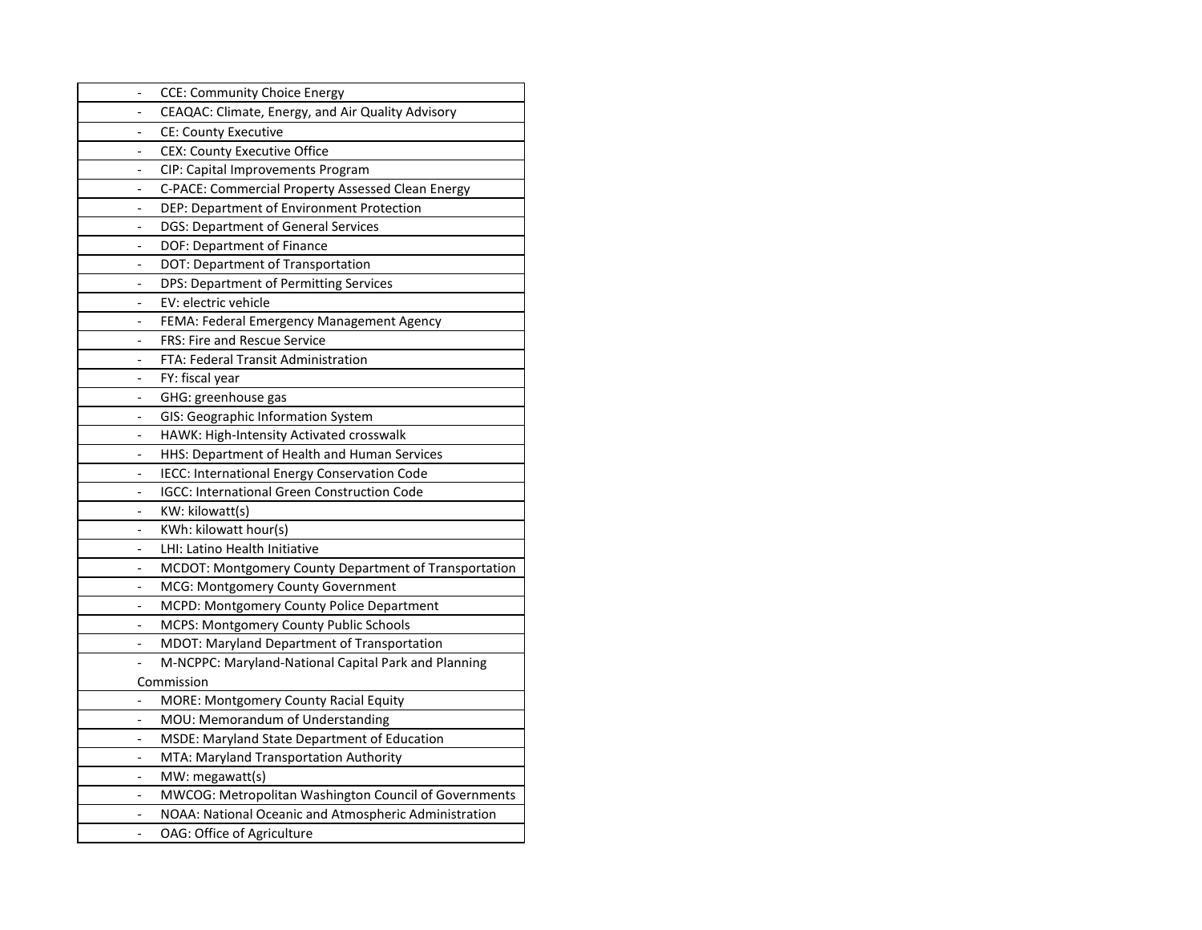- CCE: Community Choice Energy
- CEAQAC: Climate, Energy, and Air Quality Advisory
- CE: County Executive
- CEX: County Executive Office
- CIP: Capital Improvements Program
- C-PACE: Commercial Property Assessed Clean Energy
- DEP: Department of Environment Protection
- DGS: Department of General Services
- DOF: Department of Finance
- DOT: Department of Transportation
- DPS: Department of Permitting Services
- EV: electric vehicle
- FEMA: Federal Emergency Management Agency
- FRS: Fire and Rescue Service
- FTA: Federal Transit Administration
- FY: fiscal year
- GHG: greenhouse gas
- GIS: Geographic Information System
- HAWK: High-Intensity Activated crosswalk
- HHS: Department of Health and Human Services
- IECC: International Energy Conservation Code
- IGCC: International Green Construction Code
- KW: kilowatt(s)
- KWh: kilowatt hour(s)
- LHI: Latino Health Initiative
- MCDOT: Montgomery County Department of Transportation
- MCG: Montgomery County Government
- MCPD: Montgomery County Police Department
- MCPS: Montgomery County Public Schools
- MDOT: Maryland Department of Transportation
- M-NCPPC: Maryland-National Capital Park and Planning Commission
- MORE: Montgomery County Racial Equity
- MOU: Memorandum of Understanding
- MSDE: Maryland State Department of Education
- MTA: Maryland Transportation Authority
- MW: megawatt(s)
- MWCOG: Metropolitan Washington Council of Governments
- NOAA: National Oceanic and Atmospheric Administration
- OAG: Office of Agriculture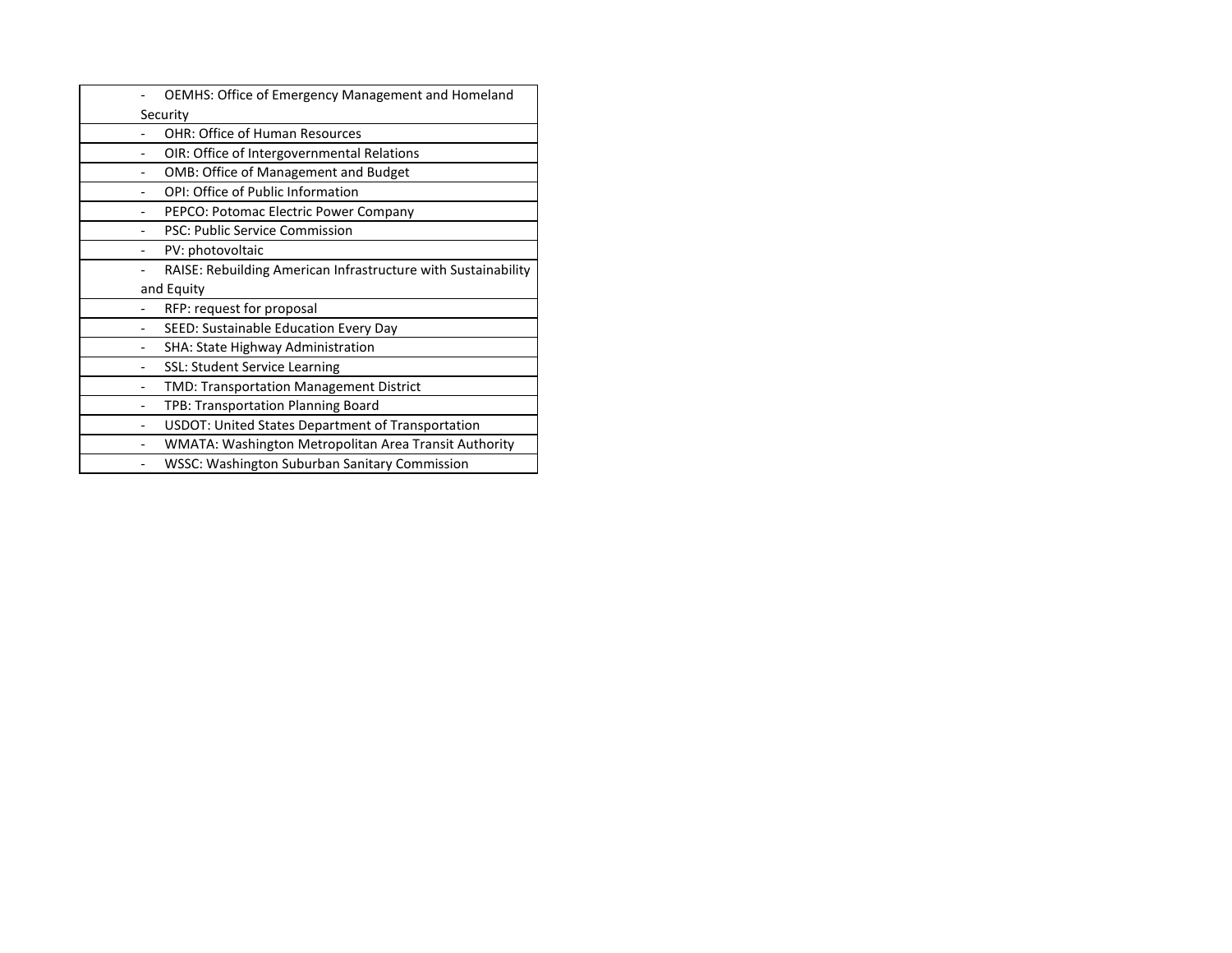| |
|---|
| - OEMHS: Office of Emergency Management and Homeland Security |
| - OHR: Office of Human Resources |
| - OIR: Office of Intergovernmental Relations |
| - OMB: Office of Management and Budget |
| - OPI: Office of Public Information |
| - PEPCO: Potomac Electric Power Company |
| - PSC: Public Service Commission |
| - PV: photovoltaic |
| - RAISE: Rebuilding American Infrastructure with Sustainability and Equity |
| - RFP: request for proposal |
| - SEED: Sustainable Education Every Day |
| - SHA: State Highway Administration |
| - SSL: Student Service Learning |
| - TMD: Transportation Management District |
| - TPB: Transportation Planning Board |
| - USDOT: United States Department of Transportation |
| - WMATA: Washington Metropolitan Area Transit Authority |
| - WSSC: Washington Suburban Sanitary Commission |